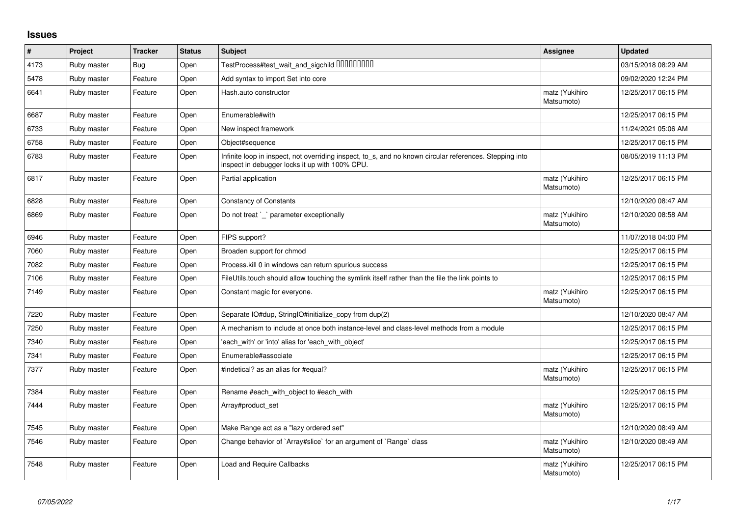## Issues

| # | Project | Tracker | Status | Subject | Assignee | Updated |
|---|---|---|---|---|---|---|
| 4173 | Ruby master | Bug | Open | TestProcess#test_wait_and_sigchild □□□□□□□□□ | | 03/15/2018 08:29 AM |
| 5478 | Ruby master | Feature | Open | Add syntax to import Set into core | | 09/02/2020 12:24 PM |
| 6641 | Ruby master | Feature | Open | Hash.auto constructor | matz (Yukihiro Matsumoto) | 12/25/2017 06:15 PM |
| 6687 | Ruby master | Feature | Open | Enumerable#with | | 12/25/2017 06:15 PM |
| 6733 | Ruby master | Feature | Open | New inspect framework | | 11/24/2021 05:06 AM |
| 6758 | Ruby master | Feature | Open | Object#sequence | | 12/25/2017 06:15 PM |
| 6783 | Ruby master | Feature | Open | Infinite loop in inspect, not overriding inspect, to_s, and no known circular references. Stepping into inspect in debugger locks it up with 100% CPU. | | 08/05/2019 11:13 PM |
| 6817 | Ruby master | Feature | Open | Partial application | matz (Yukihiro Matsumoto) | 12/25/2017 06:15 PM |
| 6828 | Ruby master | Feature | Open | Constancy of Constants | | 12/10/2020 08:47 AM |
| 6869 | Ruby master | Feature | Open | Do not treat `_` parameter exceptionally | matz (Yukihiro Matsumoto) | 12/10/2020 08:58 AM |
| 6946 | Ruby master | Feature | Open | FIPS support? | | 11/07/2018 04:00 PM |
| 7060 | Ruby master | Feature | Open | Broaden support for chmod | | 12/25/2017 06:15 PM |
| 7082 | Ruby master | Feature | Open | Process.kill 0 in windows can return spurious success | | 12/25/2017 06:15 PM |
| 7106 | Ruby master | Feature | Open | FileUtils.touch should allow touching the symlink itself rather than the file the link points to | | 12/25/2017 06:15 PM |
| 7149 | Ruby master | Feature | Open | Constant magic for everyone. | matz (Yukihiro Matsumoto) | 12/25/2017 06:15 PM |
| 7220 | Ruby master | Feature | Open | Separate IO#dup, StringIO#initialize_copy from dup(2) | | 12/10/2020 08:47 AM |
| 7250 | Ruby master | Feature | Open | A mechanism to include at once both instance-level and class-level methods from a module | | 12/25/2017 06:15 PM |
| 7340 | Ruby master | Feature | Open | 'each_with' or 'into' alias for 'each_with_object' | | 12/25/2017 06:15 PM |
| 7341 | Ruby master | Feature | Open | Enumerable#associate | | 12/25/2017 06:15 PM |
| 7377 | Ruby master | Feature | Open | #indetical? as an alias for #equal? | matz (Yukihiro Matsumoto) | 12/25/2017 06:15 PM |
| 7384 | Ruby master | Feature | Open | Rename #each_with_object to #each_with | | 12/25/2017 06:15 PM |
| 7444 | Ruby master | Feature | Open | Array#product_set | matz (Yukihiro Matsumoto) | 12/25/2017 06:15 PM |
| 7545 | Ruby master | Feature | Open | Make Range act as a "lazy ordered set" | | 12/10/2020 08:49 AM |
| 7546 | Ruby master | Feature | Open | Change behavior of `Array#slice` for an argument of `Range` class | matz (Yukihiro Matsumoto) | 12/10/2020 08:49 AM |
| 7548 | Ruby master | Feature | Open | Load and Require Callbacks | matz (Yukihiro Matsumoto) | 12/25/2017 06:15 PM |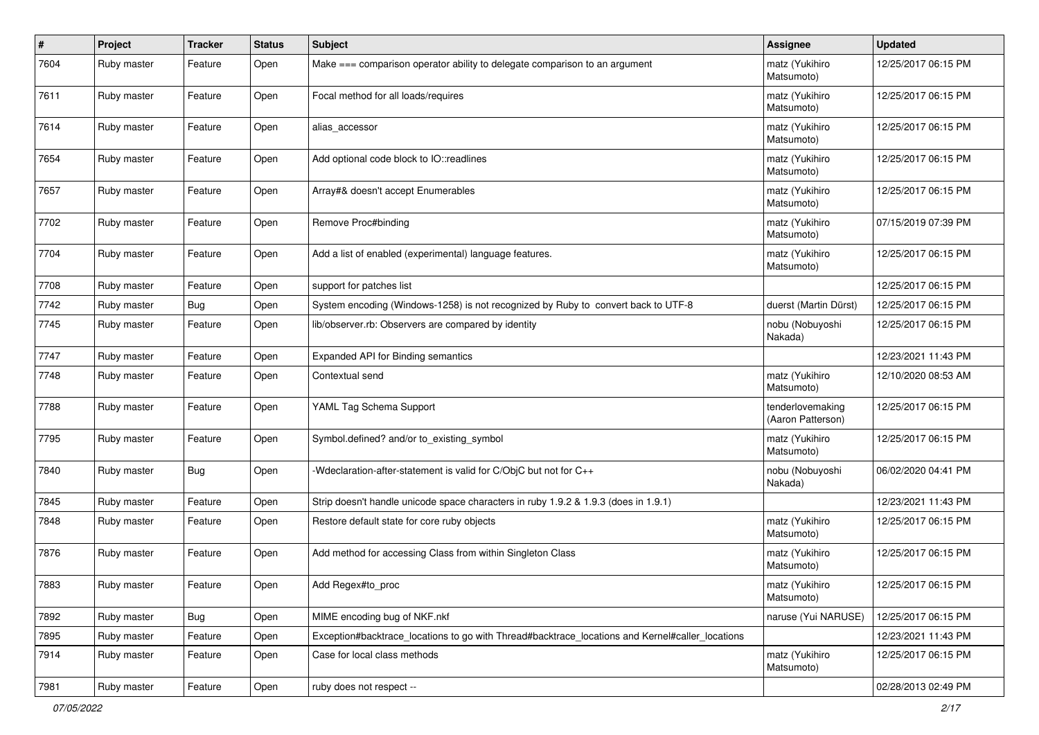| # | Project | Tracker | Status | Subject | Assignee | Updated |
|---|---|---|---|---|---|---|
| 7604 | Ruby master | Feature | Open | Make === comparison operator ability to delegate comparison to an argument | matz (Yukihiro Matsumoto) | 12/25/2017 06:15 PM |
| 7611 | Ruby master | Feature | Open | Focal method for all loads/requires | matz (Yukihiro Matsumoto) | 12/25/2017 06:15 PM |
| 7614 | Ruby master | Feature | Open | alias_accessor | matz (Yukihiro Matsumoto) | 12/25/2017 06:15 PM |
| 7654 | Ruby master | Feature | Open | Add optional code block to IO::readlines | matz (Yukihiro Matsumoto) | 12/25/2017 06:15 PM |
| 7657 | Ruby master | Feature | Open | Array#& doesn't accept Enumerables | matz (Yukihiro Matsumoto) | 12/25/2017 06:15 PM |
| 7702 | Ruby master | Feature | Open | Remove Proc#binding | matz (Yukihiro Matsumoto) | 07/15/2019 07:39 PM |
| 7704 | Ruby master | Feature | Open | Add a list of enabled (experimental) language features. | matz (Yukihiro Matsumoto) | 12/25/2017 06:15 PM |
| 7708 | Ruby master | Feature | Open | support for patches list | | 12/25/2017 06:15 PM |
| 7742 | Ruby master | Bug | Open | System encoding (Windows-1258) is not recognized by Ruby to convert back to UTF-8 | duerst (Martin Dürst) | 12/25/2017 06:15 PM |
| 7745 | Ruby master | Feature | Open | lib/observer.rb: Observers are compared by identity | nobu (Nobuyoshi Nakada) | 12/25/2017 06:15 PM |
| 7747 | Ruby master | Feature | Open | Expanded API for Binding semantics | | 12/23/2021 11:43 PM |
| 7748 | Ruby master | Feature | Open | Contextual send | matz (Yukihiro Matsumoto) | 12/10/2020 08:53 AM |
| 7788 | Ruby master | Feature | Open | YAML Tag Schema Support | tenderlovemaking (Aaron Patterson) | 12/25/2017 06:15 PM |
| 7795 | Ruby master | Feature | Open | Symbol.defined? and/or to_existing_symbol | matz (Yukihiro Matsumoto) | 12/25/2017 06:15 PM |
| 7840 | Ruby master | Bug | Open | -Wdeclaration-after-statement is valid for C/ObjC but not for C++ | nobu (Nobuyoshi Nakada) | 06/02/2020 04:41 PM |
| 7845 | Ruby master | Feature | Open | Strip doesn't handle unicode space characters in ruby 1.9.2 & 1.9.3 (does in 1.9.1) | | 12/23/2021 11:43 PM |
| 7848 | Ruby master | Feature | Open | Restore default state for core ruby objects | matz (Yukihiro Matsumoto) | 12/25/2017 06:15 PM |
| 7876 | Ruby master | Feature | Open | Add method for accessing Class from within Singleton Class | matz (Yukihiro Matsumoto) | 12/25/2017 06:15 PM |
| 7883 | Ruby master | Feature | Open | Add Regex#to_proc | matz (Yukihiro Matsumoto) | 12/25/2017 06:15 PM |
| 7892 | Ruby master | Bug | Open | MIME encoding bug of NKF.nkf | naruse (Yui NARUSE) | 12/25/2017 06:15 PM |
| 7895 | Ruby master | Feature | Open | Exception#backtrace_locations to go with Thread#backtrace_locations and Kernel#caller_locations | | 12/23/2021 11:43 PM |
| 7914 | Ruby master | Feature | Open | Case for local class methods | matz (Yukihiro Matsumoto) | 12/25/2017 06:15 PM |
| 7981 | Ruby master | Feature | Open | ruby does not respect -- | | 02/28/2013 02:49 PM |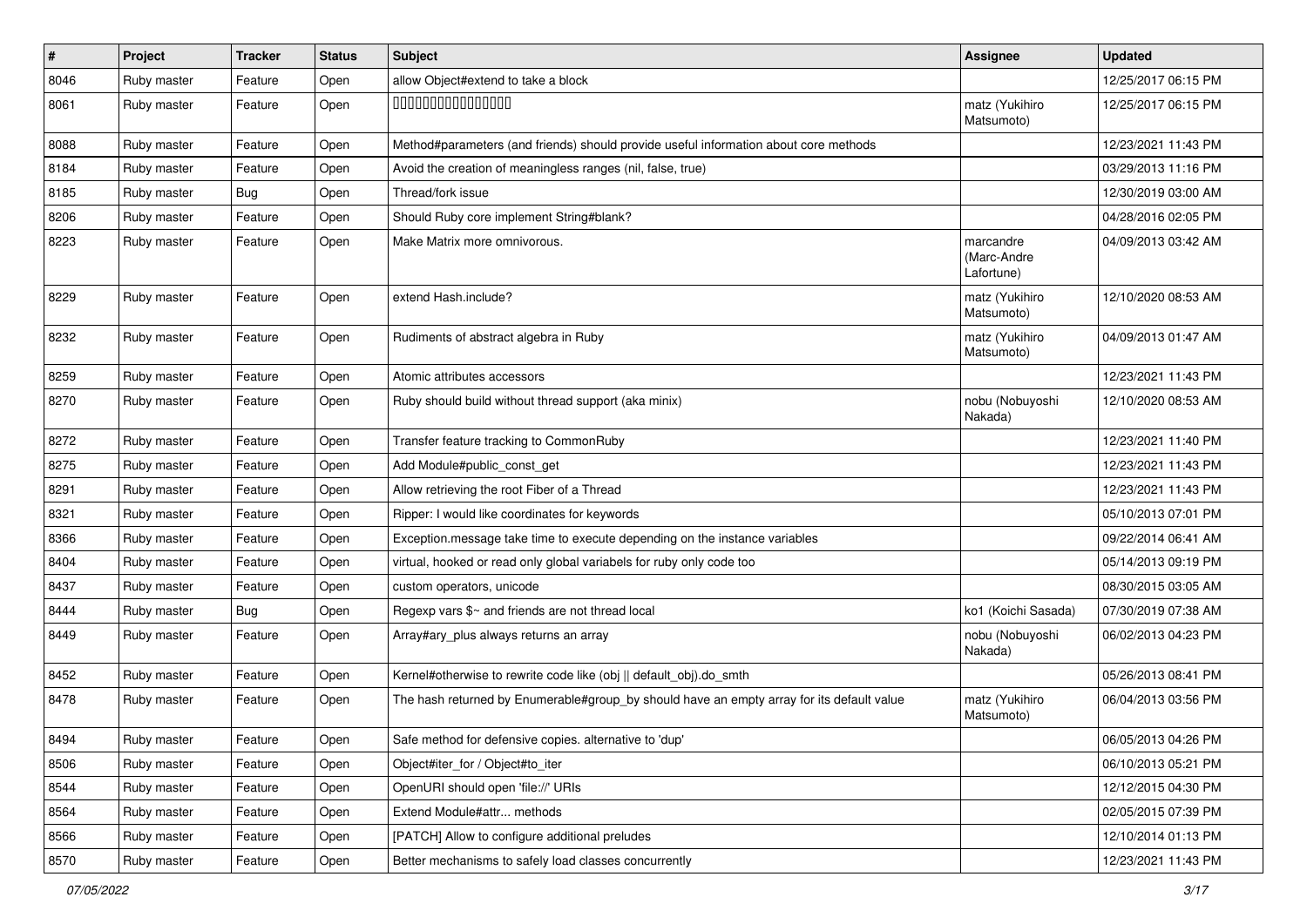| # | Project | Tracker | Status | Subject | Assignee | Updated |
| --- | --- | --- | --- | --- | --- | --- |
| 8046 | Ruby master | Feature | Open | allow Object#extend to take a block | | 12/25/2017 06:15 PM |
| 8061 | Ruby master | Feature | Open | 0000000000000000 | matz (Yukihiro Matsumoto) | 12/25/2017 06:15 PM |
| 8088 | Ruby master | Feature | Open | Method#parameters (and friends) should provide useful information about core methods | | 12/23/2021 11:43 PM |
| 8184 | Ruby master | Feature | Open | Avoid the creation of meaningless ranges (nil, false, true) | | 03/29/2013 11:16 PM |
| 8185 | Ruby master | Bug | Open | Thread/fork issue | | 12/30/2019 03:00 AM |
| 8206 | Ruby master | Feature | Open | Should Ruby core implement String#blank? | | 04/28/2016 02:05 PM |
| 8223 | Ruby master | Feature | Open | Make Matrix more omnivorous. | marcandre (Marc-Andre Lafortune) | 04/09/2013 03:42 AM |
| 8229 | Ruby master | Feature | Open | extend Hash.include? | matz (Yukihiro Matsumoto) | 12/10/2020 08:53 AM |
| 8232 | Ruby master | Feature | Open | Rudiments of abstract algebra in Ruby | matz (Yukihiro Matsumoto) | 04/09/2013 01:47 AM |
| 8259 | Ruby master | Feature | Open | Atomic attributes accessors | | 12/23/2021 11:43 PM |
| 8270 | Ruby master | Feature | Open | Ruby should build without thread support (aka minix) | nobu (Nobuyoshi Nakada) | 12/10/2020 08:53 AM |
| 8272 | Ruby master | Feature | Open | Transfer feature tracking to CommonRuby | | 12/23/2021 11:40 PM |
| 8275 | Ruby master | Feature | Open | Add Module#public_const_get | | 12/23/2021 11:43 PM |
| 8291 | Ruby master | Feature | Open | Allow retrieving the root Fiber of a Thread | | 12/23/2021 11:43 PM |
| 8321 | Ruby master | Feature | Open | Ripper: I would like coordinates for keywords | | 05/10/2013 07:01 PM |
| 8366 | Ruby master | Feature | Open | Exception.message take time to execute depending on the instance variables | | 09/22/2014 06:41 AM |
| 8404 | Ruby master | Feature | Open | virtual, hooked or read only global variabels for ruby only code too | | 05/14/2013 09:19 PM |
| 8437 | Ruby master | Feature | Open | custom operators, unicode | | 08/30/2015 03:05 AM |
| 8444 | Ruby master | Bug | Open | Regexp vars $~ and friends are not thread local | ko1 (Koichi Sasada) | 07/30/2019 07:38 AM |
| 8449 | Ruby master | Feature | Open | Array#ary_plus always returns an array | nobu (Nobuyoshi Nakada) | 06/02/2013 04:23 PM |
| 8452 | Ruby master | Feature | Open | Kernel#otherwise to rewrite code like (obj \|\| default_obj).do_smth | | 05/26/2013 08:41 PM |
| 8478 | Ruby master | Feature | Open | The hash returned by Enumerable#group_by should have an empty array for its default value | matz (Yukihiro Matsumoto) | 06/04/2013 03:56 PM |
| 8494 | Ruby master | Feature | Open | Safe method for defensive copies. alternative to 'dup' | | 06/05/2013 04:26 PM |
| 8506 | Ruby master | Feature | Open | Object#iter_for / Object#to_iter | | 06/10/2013 05:21 PM |
| 8544 | Ruby master | Feature | Open | OpenURI should open 'file://' URIs | | 12/12/2015 04:30 PM |
| 8564 | Ruby master | Feature | Open | Extend Module#attr... methods | | 02/05/2015 07:39 PM |
| 8566 | Ruby master | Feature | Open | [PATCH] Allow to configure additional preludes | | 12/10/2014 01:13 PM |
| 8570 | Ruby master | Feature | Open | Better mechanisms to safely load classes concurrently | | 12/23/2021 11:43 PM |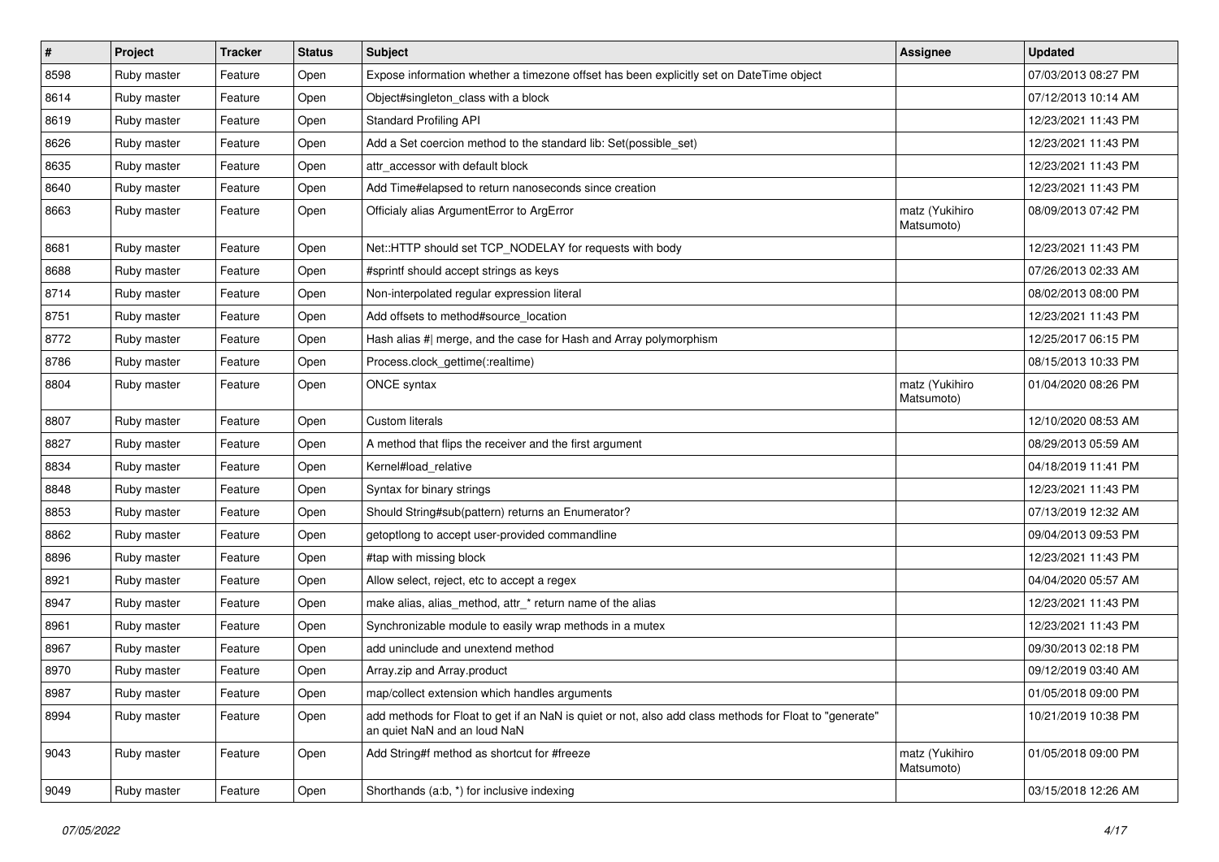| # | Project | Tracker | Status | Subject | Assignee | Updated |
|---|---|---|---|---|---|---|
| 8598 | Ruby master | Feature | Open | Expose information whether a timezone offset has been explicitly set on DateTime object | | 07/03/2013 08:27 PM |
| 8614 | Ruby master | Feature | Open | Object#singleton_class with a block | | 07/12/2013 10:14 AM |
| 8619 | Ruby master | Feature | Open | Standard Profiling API | | 12/23/2021 11:43 PM |
| 8626 | Ruby master | Feature | Open | Add a Set coercion method to the standard lib: Set(possible_set) | | 12/23/2021 11:43 PM |
| 8635 | Ruby master | Feature | Open | attr_accessor with default block | | 12/23/2021 11:43 PM |
| 8640 | Ruby master | Feature | Open | Add Time#elapsed to return nanoseconds since creation | | 12/23/2021 11:43 PM |
| 8663 | Ruby master | Feature | Open | Officialy alias ArgumentError to ArgError | matz (Yukihiro Matsumoto) | 08/09/2013 07:42 PM |
| 8681 | Ruby master | Feature | Open | Net::HTTP should set TCP_NODELAY for requests with body | | 12/23/2021 11:43 PM |
| 8688 | Ruby master | Feature | Open | #sprintf should accept strings as keys | | 07/26/2013 02:33 AM |
| 8714 | Ruby master | Feature | Open | Non-interpolated regular expression literal | | 08/02/2013 08:00 PM |
| 8751 | Ruby master | Feature | Open | Add offsets to method#source_location | | 12/23/2021 11:43 PM |
| 8772 | Ruby master | Feature | Open | Hash alias #\| merge, and the case for Hash and Array polymorphism | | 12/25/2017 06:15 PM |
| 8786 | Ruby master | Feature | Open | Process.clock_gettime(:realtime) | | 08/15/2013 10:33 PM |
| 8804 | Ruby master | Feature | Open | ONCE syntax | matz (Yukihiro Matsumoto) | 01/04/2020 08:26 PM |
| 8807 | Ruby master | Feature | Open | Custom literals | | 12/10/2020 08:53 AM |
| 8827 | Ruby master | Feature | Open | A method that flips the receiver and the first argument | | 08/29/2013 05:59 AM |
| 8834 | Ruby master | Feature | Open | Kernel#load_relative | | 04/18/2019 11:41 PM |
| 8848 | Ruby master | Feature | Open | Syntax for binary strings | | 12/23/2021 11:43 PM |
| 8853 | Ruby master | Feature | Open | Should String#sub(pattern) returns an Enumerator? | | 07/13/2019 12:32 AM |
| 8862 | Ruby master | Feature | Open | getoptlong to accept user-provided commandline | | 09/04/2013 09:53 PM |
| 8896 | Ruby master | Feature | Open | #tap with missing block | | 12/23/2021 11:43 PM |
| 8921 | Ruby master | Feature | Open | Allow select, reject, etc to accept a regex | | 04/04/2020 05:57 AM |
| 8947 | Ruby master | Feature | Open | make alias, alias_method, attr_* return name of the alias | | 12/23/2021 11:43 PM |
| 8961 | Ruby master | Feature | Open | Synchronizable module to easily wrap methods in a mutex | | 12/23/2021 11:43 PM |
| 8967 | Ruby master | Feature | Open | add uninclude and unextend method | | 09/30/2013 02:18 PM |
| 8970 | Ruby master | Feature | Open | Array.zip and Array.product | | 09/12/2019 03:40 AM |
| 8987 | Ruby master | Feature | Open | map/collect extension which handles arguments | | 01/05/2018 09:00 PM |
| 8994 | Ruby master | Feature | Open | add methods for Float to get if an NaN is quiet or not, also add class methods for Float to "generate" an quiet NaN and an loud NaN | | 10/21/2019 10:38 PM |
| 9043 | Ruby master | Feature | Open | Add String#f method as shortcut for #freeze | matz (Yukihiro Matsumoto) | 01/05/2018 09:00 PM |
| 9049 | Ruby master | Feature | Open | Shorthands (a:b, *) for inclusive indexing | | 03/15/2018 12:26 AM |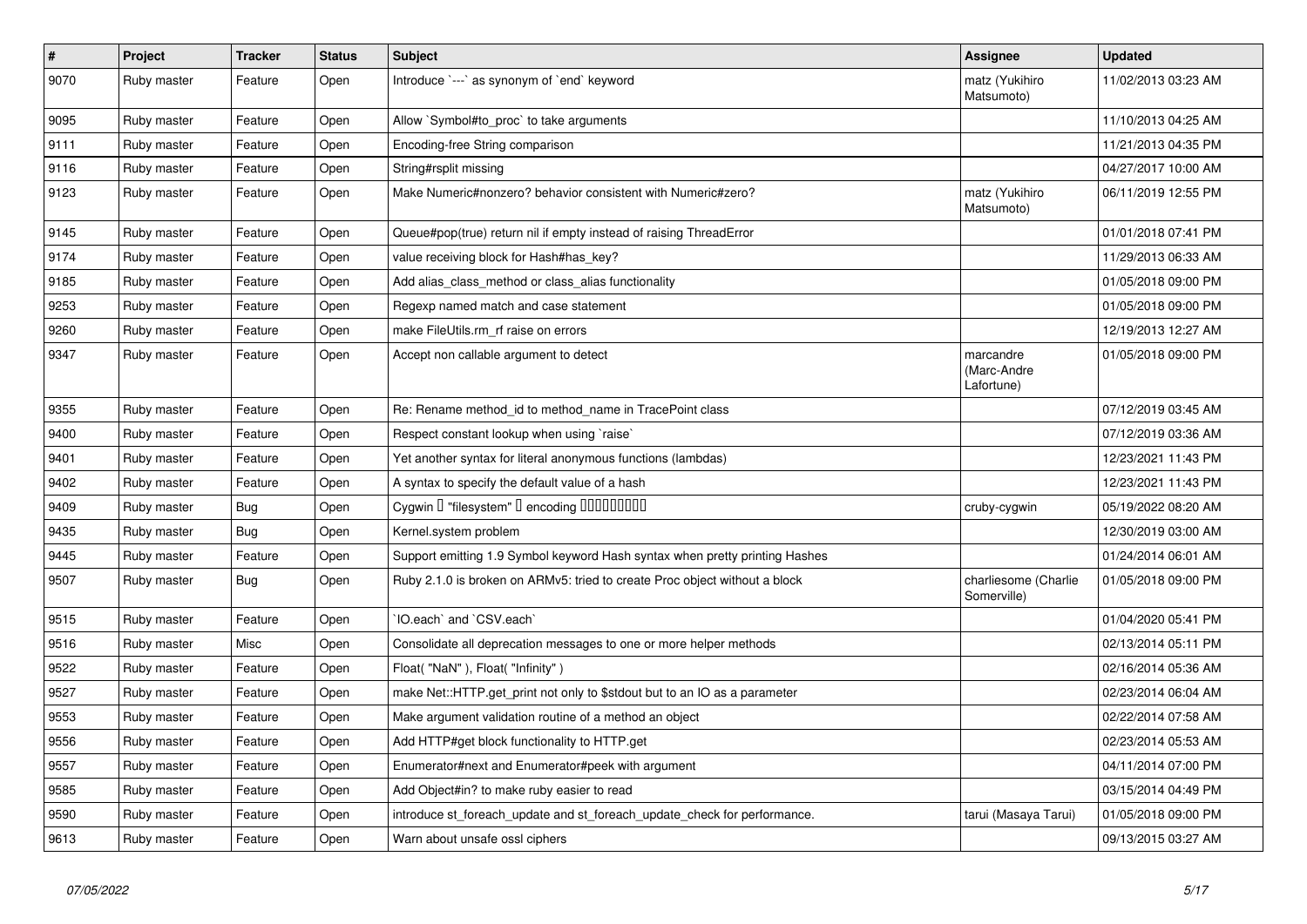| # | Project | Tracker | Status | Subject | Assignee | Updated |
|---|---|---|---|---|---|---|
| 9070 | Ruby master | Feature | Open | Introduce `---` as synonym of `end` keyword | matz (Yukihiro Matsumoto) | 11/02/2013 03:23 AM |
| 9095 | Ruby master | Feature | Open | Allow `Symbol#to_proc` to take arguments | | 11/10/2013 04:25 AM |
| 9111 | Ruby master | Feature | Open | Encoding-free String comparison | | 11/21/2013 04:35 PM |
| 9116 | Ruby master | Feature | Open | String#rsplit missing | | 04/27/2017 10:00 AM |
| 9123 | Ruby master | Feature | Open | Make Numeric#nonzero? behavior consistent with Numeric#zero? | matz (Yukihiro Matsumoto) | 06/11/2019 12:55 PM |
| 9145 | Ruby master | Feature | Open | Queue#pop(true) return nil if empty instead of raising ThreadError | | 01/01/2018 07:41 PM |
| 9174 | Ruby master | Feature | Open | value receiving block for Hash#has_key? | | 11/29/2013 06:33 AM |
| 9185 | Ruby master | Feature | Open | Add alias_class_method or class_alias functionality | | 01/05/2018 09:00 PM |
| 9253 | Ruby master | Feature | Open | Regexp named match and case statement | | 01/05/2018 09:00 PM |
| 9260 | Ruby master | Feature | Open | make FileUtils.rm_rf raise on errors | | 12/19/2013 12:27 AM |
| 9347 | Ruby master | Feature | Open | Accept non callable argument to detect | marcandre (Marc-Andre Lafortune) | 01/05/2018 09:00 PM |
| 9355 | Ruby master | Feature | Open | Re: Rename method_id to method_name in TracePoint class | | 07/12/2019 03:45 AM |
| 9400 | Ruby master | Feature | Open | Respect constant lookup when using `raise` | | 07/12/2019 03:36 AM |
| 9401 | Ruby master | Feature | Open | Yet another syntax for literal anonymous functions (lambdas) | | 12/23/2021 11:43 PM |
| 9402 | Ruby master | Feature | Open | A syntax to specify the default value of a hash | | 12/23/2021 11:43 PM |
| 9409 | Ruby master | Bug | Open | Cygwin □ "filesystem" □ encoding □□□□□□□□□ | cruby-cygwin | 05/19/2022 08:20 AM |
| 9435 | Ruby master | Bug | Open | Kernel.system problem | | 12/30/2019 03:00 AM |
| 9445 | Ruby master | Feature | Open | Support emitting 1.9 Symbol keyword Hash syntax when pretty printing Hashes | | 01/24/2014 06:01 AM |
| 9507 | Ruby master | Bug | Open | Ruby 2.1.0 is broken on ARMv5: tried to create Proc object without a block | charliesome (Charlie Somerville) | 01/05/2018 09:00 PM |
| 9515 | Ruby master | Feature | Open | `IO.each` and `CSV.each` | | 01/04/2020 05:41 PM |
| 9516 | Ruby master | Misc | Open | Consolidate all deprecation messages to one or more helper methods | | 02/13/2014 05:11 PM |
| 9522 | Ruby master | Feature | Open | Float( "NaN" ), Float( "Infinity" ) | | 02/16/2014 05:36 AM |
| 9527 | Ruby master | Feature | Open | make Net::HTTP.get_print not only to $stdout but to an IO as a parameter | | 02/23/2014 06:04 AM |
| 9553 | Ruby master | Feature | Open | Make argument validation routine of a method an object | | 02/22/2014 07:58 AM |
| 9556 | Ruby master | Feature | Open | Add HTTP#get block functionality to HTTP.get | | 02/23/2014 05:53 AM |
| 9557 | Ruby master | Feature | Open | Enumerator#next and Enumerator#peek with argument | | 04/11/2014 07:00 PM |
| 9585 | Ruby master | Feature | Open | Add Object#in? to make ruby easier to read | | 03/15/2014 04:49 PM |
| 9590 | Ruby master | Feature | Open | introduce st_foreach_update and st_foreach_update_check for performance. | tarui (Masaya Tarui) | 01/05/2018 09:00 PM |
| 9613 | Ruby master | Feature | Open | Warn about unsafe ossl ciphers | | 09/13/2015 03:27 AM |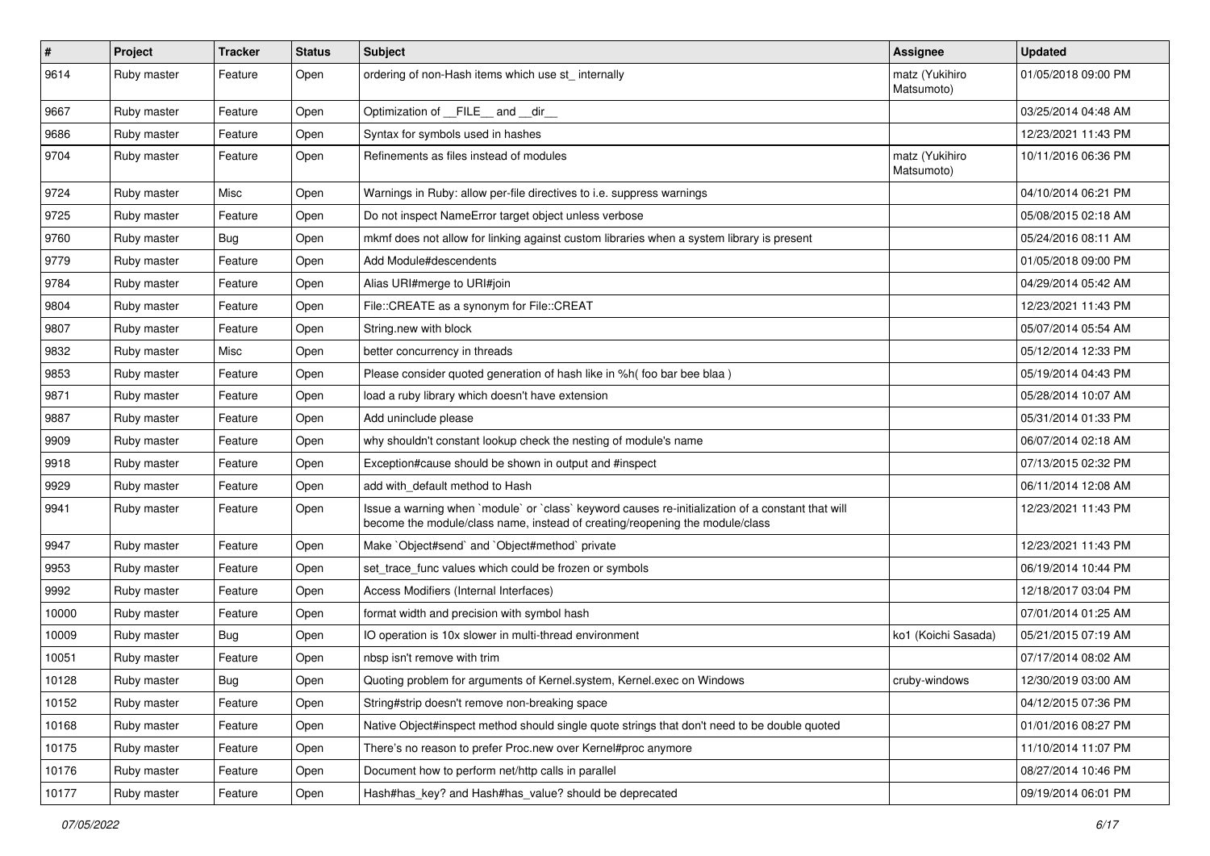| # | Project | Tracker | Status | Subject | Assignee | Updated |
| --- | --- | --- | --- | --- | --- | --- |
| 9614 | Ruby master | Feature | Open | ordering of non-Hash items which use st_ internally | matz (Yukihiro Matsumoto) | 01/05/2018 09:00 PM |
| 9667 | Ruby master | Feature | Open | Optimization of __FILE__ and __dir__ | | 03/25/2014 04:48 AM |
| 9686 | Ruby master | Feature | Open | Syntax for symbols used in hashes | | 12/23/2021 11:43 PM |
| 9704 | Ruby master | Feature | Open | Refinements as files instead of modules | matz (Yukihiro Matsumoto) | 10/11/2016 06:36 PM |
| 9724 | Ruby master | Misc | Open | Warnings in Ruby: allow per-file directives to i.e. suppress warnings | | 04/10/2014 06:21 PM |
| 9725 | Ruby master | Feature | Open | Do not inspect NameError target object unless verbose | | 05/08/2015 02:18 AM |
| 9760 | Ruby master | Bug | Open | mkmf does not allow for linking against custom libraries when a system library is present | | 05/24/2016 08:11 AM |
| 9779 | Ruby master | Feature | Open | Add Module#descendents | | 01/05/2018 09:00 PM |
| 9784 | Ruby master | Feature | Open | Alias URI#merge to URI#join | | 04/29/2014 05:42 AM |
| 9804 | Ruby master | Feature | Open | File::CREATE as a synonym for File::CREAT | | 12/23/2021 11:43 PM |
| 9807 | Ruby master | Feature | Open | String.new with block | | 05/07/2014 05:54 AM |
| 9832 | Ruby master | Misc | Open | better concurrency in threads | | 05/12/2014 12:33 PM |
| 9853 | Ruby master | Feature | Open | Please consider quoted generation of hash like in %h( foo bar bee blaa ) | | 05/19/2014 04:43 PM |
| 9871 | Ruby master | Feature | Open | load a ruby library which doesn't have extension | | 05/28/2014 10:07 AM |
| 9887 | Ruby master | Feature | Open | Add uninclude please | | 05/31/2014 01:33 PM |
| 9909 | Ruby master | Feature | Open | why shouldn't constant lookup check the nesting of module's name | | 06/07/2014 02:18 AM |
| 9918 | Ruby master | Feature | Open | Exception#cause should be shown in output and #inspect | | 07/13/2015 02:32 PM |
| 9929 | Ruby master | Feature | Open | add with_default method to Hash | | 06/11/2014 12:08 AM |
| 9941 | Ruby master | Feature | Open | Issue a warning when `module` or `class` keyword causes re-initialization of a constant that will become the module/class name, instead of creating/reopening the module/class | | 12/23/2021 11:43 PM |
| 9947 | Ruby master | Feature | Open | Make `Object#send` and `Object#method` private | | 12/23/2021 11:43 PM |
| 9953 | Ruby master | Feature | Open | set_trace_func values which could be frozen or symbols | | 06/19/2014 10:44 PM |
| 9992 | Ruby master | Feature | Open | Access Modifiers (Internal Interfaces) | | 12/18/2017 03:04 PM |
| 10000 | Ruby master | Feature | Open | format width and precision with symbol hash | | 07/01/2014 01:25 AM |
| 10009 | Ruby master | Bug | Open | IO operation is 10x slower in multi-thread environment | ko1 (Koichi Sasada) | 05/21/2015 07:19 AM |
| 10051 | Ruby master | Feature | Open | nbsp isn't remove with trim | | 07/17/2014 08:02 AM |
| 10128 | Ruby master | Bug | Open | Quoting problem for arguments of Kernel.system, Kernel.exec on Windows | cruby-windows | 12/30/2019 03:00 AM |
| 10152 | Ruby master | Feature | Open | String#strip doesn't remove non-breaking space | | 04/12/2015 07:36 PM |
| 10168 | Ruby master | Feature | Open | Native Object#inspect method should single quote strings that don't need to be double quoted | | 01/01/2016 08:27 PM |
| 10175 | Ruby master | Feature | Open | There's no reason to prefer Proc.new over Kernel#proc anymore | | 11/10/2014 11:07 PM |
| 10176 | Ruby master | Feature | Open | Document how to perform net/http calls in parallel | | 08/27/2014 10:46 PM |
| 10177 | Ruby master | Feature | Open | Hash#has_key? and Hash#has_value? should be deprecated | | 09/19/2014 06:01 PM |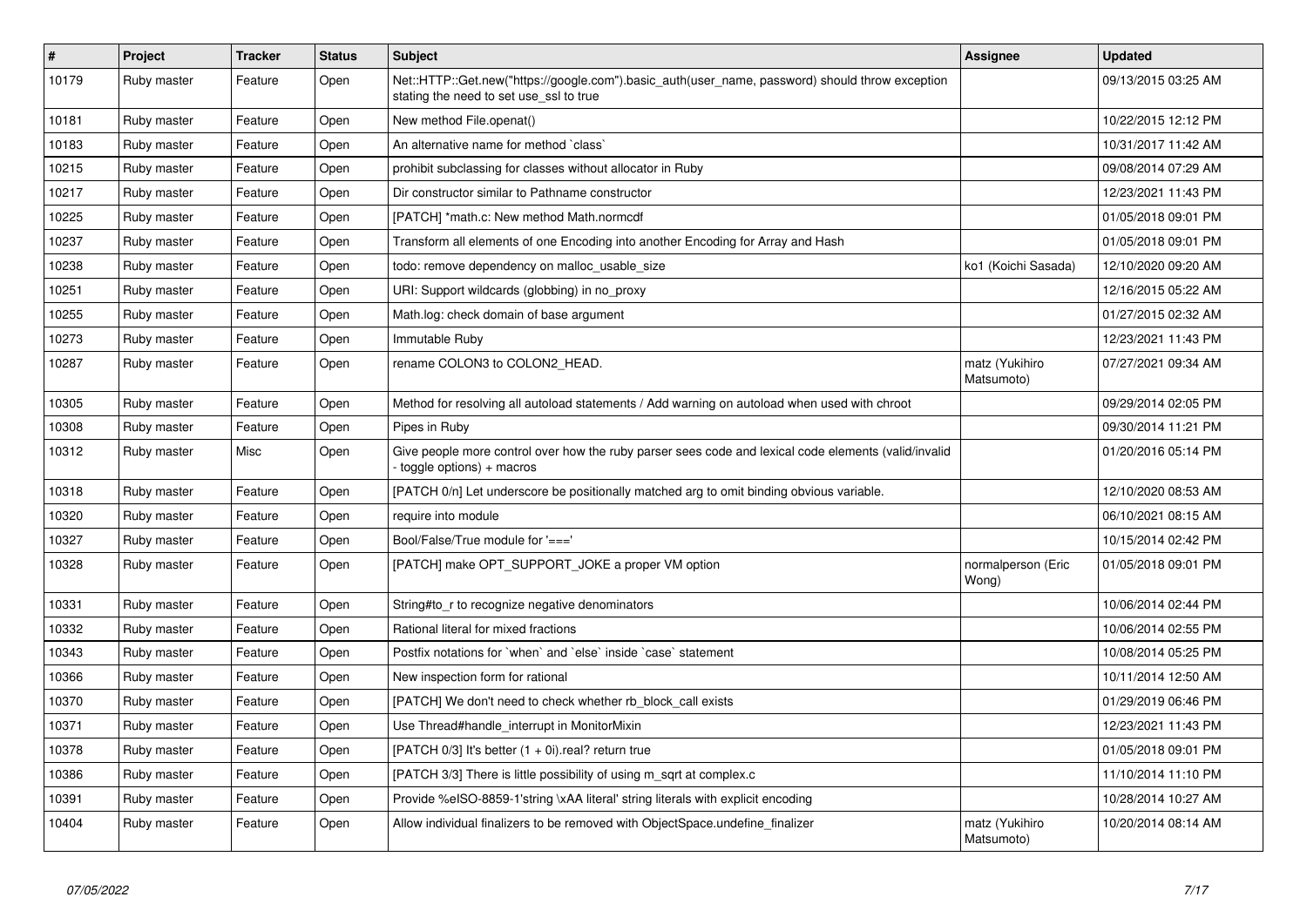| # | Project | Tracker | Status | Subject | Assignee | Updated |
|---|---|---|---|---|---|---|
| 10179 | Ruby master | Feature | Open | Net::HTTP::Get.new("https://google.com").basic_auth(user_name, password) should throw exception stating the need to set use_ssl to true | | 09/13/2015 03:25 AM |
| 10181 | Ruby master | Feature | Open | New method File.openat() | | 10/22/2015 12:12 PM |
| 10183 | Ruby master | Feature | Open | An alternative name for method `class` | | 10/31/2017 11:42 AM |
| 10215 | Ruby master | Feature | Open | prohibit subclassing for classes without allocator in Ruby | | 09/08/2014 07:29 AM |
| 10217 | Ruby master | Feature | Open | Dir constructor similar to Pathname constructor | | 12/23/2021 11:43 PM |
| 10225 | Ruby master | Feature | Open | [PATCH] *math.c: New method Math.normcdf | | 01/05/2018 09:01 PM |
| 10237 | Ruby master | Feature | Open | Transform all elements of one Encoding into another Encoding for Array and Hash | | 01/05/2018 09:01 PM |
| 10238 | Ruby master | Feature | Open | todo: remove dependency on malloc_usable_size | ko1 (Koichi Sasada) | 12/10/2020 09:20 AM |
| 10251 | Ruby master | Feature | Open | URI: Support wildcards (globbing) in no_proxy | | 12/16/2015 05:22 AM |
| 10255 | Ruby master | Feature | Open | Math.log: check domain of base argument | | 01/27/2015 02:32 AM |
| 10273 | Ruby master | Feature | Open | Immutable Ruby | | 12/23/2021 11:43 PM |
| 10287 | Ruby master | Feature | Open | rename COLON3 to COLON2_HEAD. | matz (Yukihiro Matsumoto) | 07/27/2021 09:34 AM |
| 10305 | Ruby master | Feature | Open | Method for resolving all autoload statements / Add warning on autoload when used with chroot | | 09/29/2014 02:05 PM |
| 10308 | Ruby master | Feature | Open | Pipes in Ruby | | 09/30/2014 11:21 PM |
| 10312 | Ruby master | Misc | Open | Give people more control over how the ruby parser sees code and lexical code elements (valid/invalid - toggle options) + macros | | 01/20/2016 05:14 PM |
| 10318 | Ruby master | Feature | Open | [PATCH 0/n] Let underscore be positionally matched arg to omit binding obvious variable. | | 12/10/2020 08:53 AM |
| 10320 | Ruby master | Feature | Open | require into module | | 06/10/2021 08:15 AM |
| 10327 | Ruby master | Feature | Open | Bool/False/True module for '===' | | 10/15/2014 02:42 PM |
| 10328 | Ruby master | Feature | Open | [PATCH] make OPT_SUPPORT_JOKE a proper VM option | normalperson (Eric Wong) | 01/05/2018 09:01 PM |
| 10331 | Ruby master | Feature | Open | String#to_r to recognize negative denominators | | 10/06/2014 02:44 PM |
| 10332 | Ruby master | Feature | Open | Rational literal for mixed fractions | | 10/06/2014 02:55 PM |
| 10343 | Ruby master | Feature | Open | Postfix notations for `when` and `else` inside `case` statement | | 10/08/2014 05:25 PM |
| 10366 | Ruby master | Feature | Open | New inspection form for rational | | 10/11/2014 12:50 AM |
| 10370 | Ruby master | Feature | Open | [PATCH] We don't need to check whether rb_block_call exists | | 01/29/2019 06:46 PM |
| 10371 | Ruby master | Feature | Open | Use Thread#handle_interrupt in MonitorMixin | | 12/23/2021 11:43 PM |
| 10378 | Ruby master | Feature | Open | [PATCH 0/3] It's better (1 + 0i).real? return true | | 01/05/2018 09:01 PM |
| 10386 | Ruby master | Feature | Open | [PATCH 3/3] There is little possibility of using m_sqrt at complex.c | | 11/10/2014 11:10 PM |
| 10391 | Ruby master | Feature | Open | Provide %eISO-8859-1'string \xAA literal' string literals with explicit encoding | | 10/28/2014 10:27 AM |
| 10404 | Ruby master | Feature | Open | Allow individual finalizers to be removed with ObjectSpace.undefine_finalizer | matz (Yukihiro Matsumoto) | 10/20/2014 08:14 AM |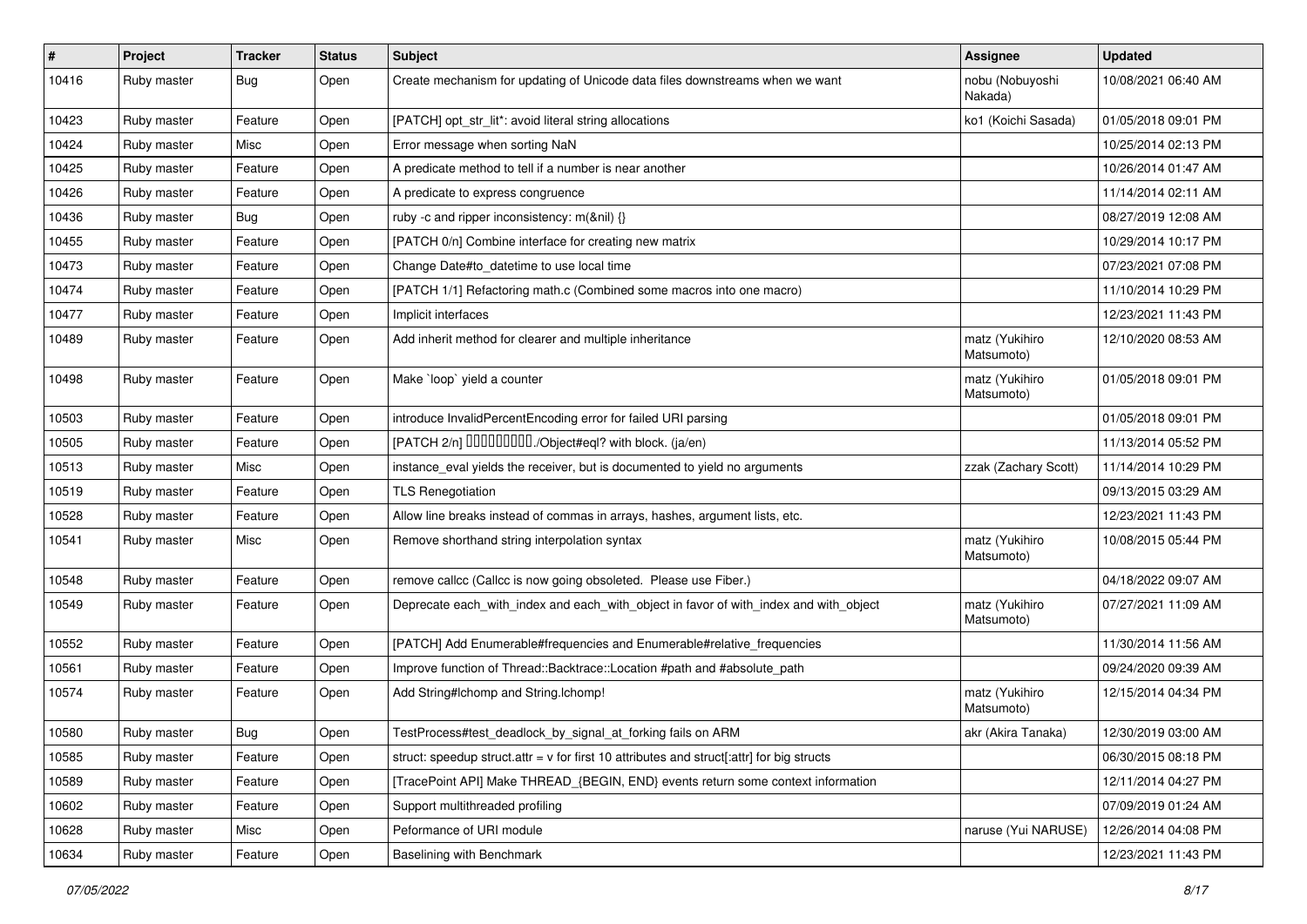| # | Project | Tracker | Status | Subject | Assignee | Updated |
|---|---|---|---|---|---|---|
| 10416 | Ruby master | Bug | Open | Create mechanism for updating of Unicode data files downstreams when we want | nobu (Nobuyoshi Nakada) | 10/08/2021 06:40 AM |
| 10423 | Ruby master | Feature | Open | [PATCH] opt_str_lit*: avoid literal string allocations | ko1 (Koichi Sasada) | 01/05/2018 09:01 PM |
| 10424 | Ruby master | Misc | Open | Error message when sorting NaN | | 10/25/2014 02:13 PM |
| 10425 | Ruby master | Feature | Open | A predicate method to tell if a number is near another | | 10/26/2014 01:47 AM |
| 10426 | Ruby master | Feature | Open | A predicate to express congruence | | 11/14/2014 02:11 AM |
| 10436 | Ruby master | Bug | Open | ruby -c and ripper inconsistency: m(&nil) {} | | 08/27/2019 12:08 AM |
| 10455 | Ruby master | Feature | Open | [PATCH 0/n] Combine interface for creating new matrix | | 10/29/2014 10:17 PM |
| 10473 | Ruby master | Feature | Open | Change Date#to_datetime to use local time | | 07/23/2021 07:08 PM |
| 10474 | Ruby master | Feature | Open | [PATCH 1/1] Refactoring math.c (Combined some macros into one macro) | | 11/10/2014 10:29 PM |
| 10477 | Ruby master | Feature | Open | Implicit interfaces | | 12/23/2021 11:43 PM |
| 10489 | Ruby master | Feature | Open | Add inherit method for clearer and multiple inheritance | matz (Yukihiro Matsumoto) | 12/10/2020 08:53 AM |
| 10498 | Ruby master | Feature | Open | Make `loop` yield a counter | matz (Yukihiro Matsumoto) | 01/05/2018 09:01 PM |
| 10503 | Ruby master | Feature | Open | introduce InvalidPercentEncoding error for failed URI parsing | | 01/05/2018 09:01 PM |
| 10505 | Ruby master | Feature | Open | [PATCH 2/n] ���������./Object#eql? with block. (ja/en) | | 11/13/2014 05:52 PM |
| 10513 | Ruby master | Misc | Open | instance_eval yields the receiver, but is documented to yield no arguments | zzak (Zachary Scott) | 11/14/2014 10:29 PM |
| 10519 | Ruby master | Feature | Open | TLS Renegotiation | | 09/13/2015 03:29 AM |
| 10528 | Ruby master | Feature | Open | Allow line breaks instead of commas in arrays, hashes, argument lists, etc. | | 12/23/2021 11:43 PM |
| 10541 | Ruby master | Misc | Open | Remove shorthand string interpolation syntax | matz (Yukihiro Matsumoto) | 10/08/2015 05:44 PM |
| 10548 | Ruby master | Feature | Open | remove callcc (Callcc is now going obsoleted. Please use Fiber.) | | 04/18/2022 09:07 AM |
| 10549 | Ruby master | Feature | Open | Deprecate each_with_index and each_with_object in favor of with_index and with_object | matz (Yukihiro Matsumoto) | 07/27/2021 11:09 AM |
| 10552 | Ruby master | Feature | Open | [PATCH] Add Enumerable#frequencies and Enumerable#relative_frequencies | | 11/30/2014 11:56 AM |
| 10561 | Ruby master | Feature | Open | Improve function of Thread::Backtrace::Location #path and #absolute_path | | 09/24/2020 09:39 AM |
| 10574 | Ruby master | Feature | Open | Add String#lchomp and String.lchomp! | matz (Yukihiro Matsumoto) | 12/15/2014 04:34 PM |
| 10580 | Ruby master | Bug | Open | TestProcess#test_deadlock_by_signal_at_forking fails on ARM | akr (Akira Tanaka) | 12/30/2019 03:00 AM |
| 10585 | Ruby master | Feature | Open | struct: speedup struct.attr = v for first 10 attributes and struct[:attr] for big structs | | 06/30/2015 08:18 PM |
| 10589 | Ruby master | Feature | Open | [TracePoint API] Make THREAD_{BEGIN, END} events return some context information | | 12/11/2014 04:27 PM |
| 10602 | Ruby master | Feature | Open | Support multithreaded profiling | | 07/09/2019 01:24 AM |
| 10628 | Ruby master | Misc | Open | Peformance of URI module | naruse (Yui NARUSE) | 12/26/2014 04:08 PM |
| 10634 | Ruby master | Feature | Open | Baselining with Benchmark | | 12/23/2021 11:43 PM |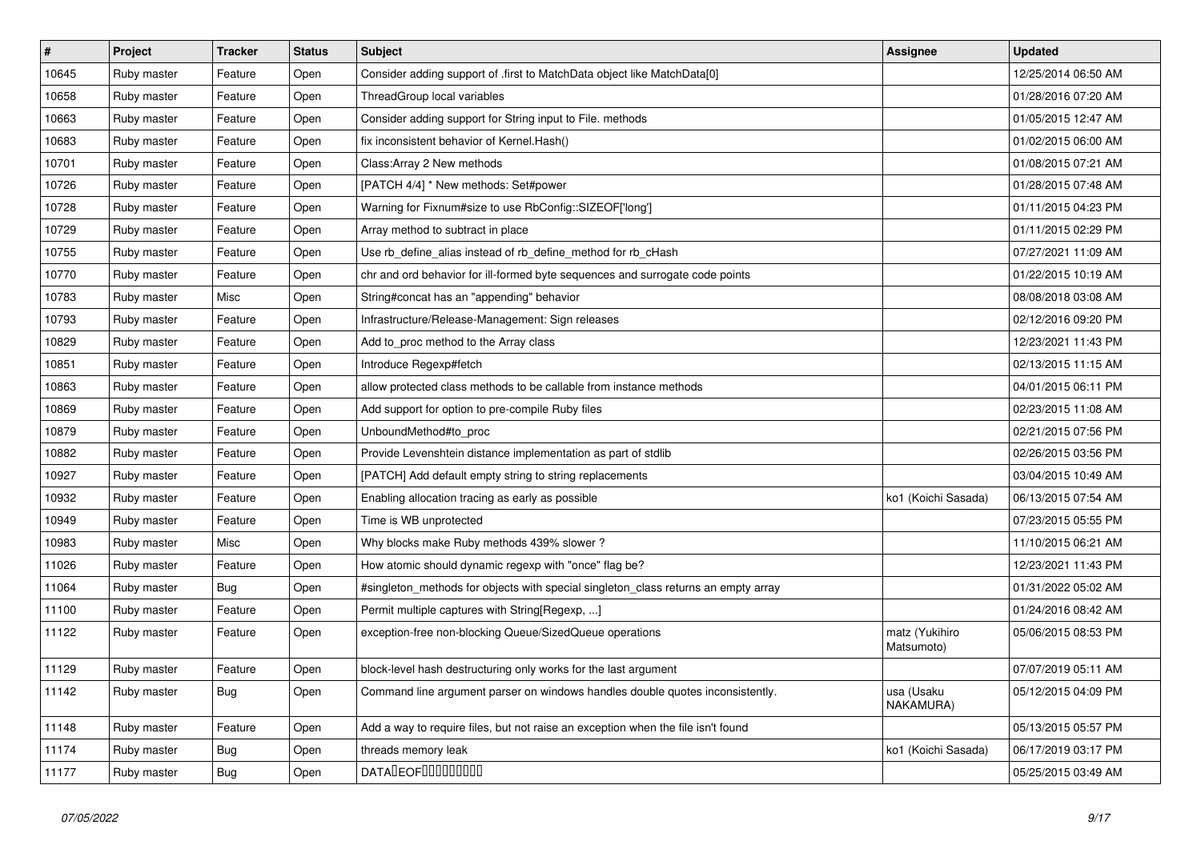| # | Project | Tracker | Status | Subject | Assignee | Updated |
|---|---|---|---|---|---|---|
| 10645 | Ruby master | Feature | Open | Consider adding support of .first to MatchData object like MatchData[0] | | 12/25/2014 06:50 AM |
| 10658 | Ruby master | Feature | Open | ThreadGroup local variables | | 01/28/2016 07:20 AM |
| 10663 | Ruby master | Feature | Open | Consider adding support for String input to File. methods | | 01/05/2015 12:47 AM |
| 10683 | Ruby master | Feature | Open | fix inconsistent behavior of Kernel.Hash() | | 01/02/2015 06:00 AM |
| 10701 | Ruby master | Feature | Open | Class:Array 2 New methods | | 01/08/2015 07:21 AM |
| 10726 | Ruby master | Feature | Open | [PATCH 4/4] * New methods: Set#power | | 01/28/2015 07:48 AM |
| 10728 | Ruby master | Feature | Open | Warning for Fixnum#size to use RbConfig::SIZEOF['long'] | | 01/11/2015 04:23 PM |
| 10729 | Ruby master | Feature | Open | Array method to subtract in place | | 01/11/2015 02:29 PM |
| 10755 | Ruby master | Feature | Open | Use rb_define_alias instead of rb_define_method for rb_cHash | | 07/27/2021 11:09 AM |
| 10770 | Ruby master | Feature | Open | chr and ord behavior for ill-formed byte sequences and surrogate code points | | 01/22/2015 10:19 AM |
| 10783 | Ruby master | Misc | Open | String#concat has an "appending" behavior | | 08/08/2018 03:08 AM |
| 10793 | Ruby master | Feature | Open | Infrastructure/Release-Management: Sign releases | | 02/12/2016 09:20 PM |
| 10829 | Ruby master | Feature | Open | Add to_proc method to the Array class | | 12/23/2021 11:43 PM |
| 10851 | Ruby master | Feature | Open | Introduce Regexp#fetch | | 02/13/2015 11:15 AM |
| 10863 | Ruby master | Feature | Open | allow protected class methods to be callable from instance methods | | 04/01/2015 06:11 PM |
| 10869 | Ruby master | Feature | Open | Add support for option to pre-compile Ruby files | | 02/23/2015 11:08 AM |
| 10879 | Ruby master | Feature | Open | UnboundMethod#to_proc | | 02/21/2015 07:56 PM |
| 10882 | Ruby master | Feature | Open | Provide Levenshtein distance implementation as part of stdlib | | 02/26/2015 03:56 PM |
| 10927 | Ruby master | Feature | Open | [PATCH] Add default empty string to string replacements | | 03/04/2015 10:49 AM |
| 10932 | Ruby master | Feature | Open | Enabling allocation tracing as early as possible | ko1 (Koichi Sasada) | 06/13/2015 07:54 AM |
| 10949 | Ruby master | Feature | Open | Time is WB unprotected | | 07/23/2015 05:55 PM |
| 10983 | Ruby master | Misc | Open | Why blocks make Ruby methods 439% slower ? | | 11/10/2015 06:21 AM |
| 11026 | Ruby master | Feature | Open | How atomic should dynamic regexp with "once" flag be? | | 12/23/2021 11:43 PM |
| 11064 | Ruby master | Bug | Open | #singleton_methods for objects with special singleton_class returns an empty array | | 01/31/2022 05:02 AM |
| 11100 | Ruby master | Feature | Open | Permit multiple captures with String[Regexp, ...] | | 01/24/2016 08:42 AM |
| 11122 | Ruby master | Feature | Open | exception-free non-blocking Queue/SizedQueue operations | matz (Yukihiro Matsumoto) | 05/06/2015 08:53 PM |
| 11129 | Ruby master | Feature | Open | block-level hash destructuring only works for the last argument | | 07/07/2019 05:11 AM |
| 11142 | Ruby master | Bug | Open | Command line argument parser on windows handles double quotes inconsistently. | usa (Usaku NAKAMURA) | 05/12/2015 04:09 PM |
| 11148 | Ruby master | Feature | Open | Add a way to require files, but not raise an exception when the file isn't found | | 05/13/2015 05:57 PM |
| 11174 | Ruby master | Bug | Open | threads memory leak | ko1 (Koichi Sasada) | 06/17/2019 03:17 PM |
| 11177 | Ruby master | Bug | Open | DATA�EOF���������� | | 05/25/2015 03:49 AM |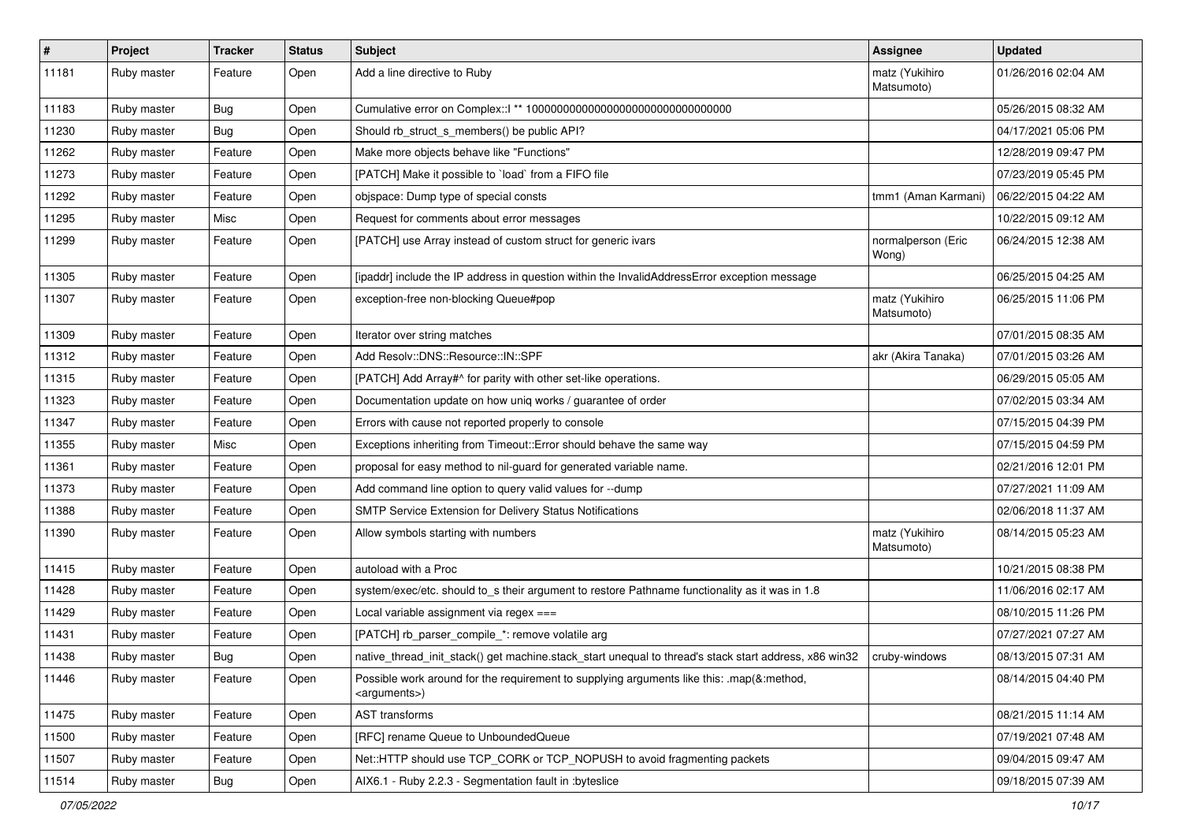| # | Project | Tracker | Status | Subject | Assignee | Updated |
|---|---|---|---|---|---|---|
| 11181 | Ruby master | Feature | Open | Add a line directive to Ruby | matz (Yukihiro Matsumoto) | 01/26/2016 02:04 AM |
| 11183 | Ruby master | Bug | Open | Cumulative error on Complex::I ** 100000000000000000000000000000000 | | 05/26/2015 08:32 AM |
| 11230 | Ruby master | Bug | Open | Should rb_struct_s_members() be public API? | | 04/17/2021 05:06 PM |
| 11262 | Ruby master | Feature | Open | Make more objects behave like "Functions" | | 12/28/2019 09:47 PM |
| 11273 | Ruby master | Feature | Open | [PATCH] Make it possible to `load` from a FIFO file | | 07/23/2019 05:45 PM |
| 11292 | Ruby master | Feature | Open | objspace: Dump type of special consts | tmm1 (Aman Karmani) | 06/22/2015 04:22 AM |
| 11295 | Ruby master | Misc | Open | Request for comments about error messages | | 10/22/2015 09:12 AM |
| 11299 | Ruby master | Feature | Open | [PATCH] use Array instead of custom struct for generic ivars | normalperson (Eric Wong) | 06/24/2015 12:38 AM |
| 11305 | Ruby master | Feature | Open | [ipaddr] include the IP address in question within the InvalidAddressError exception message | | 06/25/2015 04:25 AM |
| 11307 | Ruby master | Feature | Open | exception-free non-blocking Queue#pop | matz (Yukihiro Matsumoto) | 06/25/2015 11:06 PM |
| 11309 | Ruby master | Feature | Open | Iterator over string matches | | 07/01/2015 08:35 AM |
| 11312 | Ruby master | Feature | Open | Add Resolv::DNS::Resource::IN::SPF | akr (Akira Tanaka) | 07/01/2015 03:26 AM |
| 11315 | Ruby master | Feature | Open | [PATCH] Add Array#^ for parity with other set-like operations. | | 06/29/2015 05:05 AM |
| 11323 | Ruby master | Feature | Open | Documentation update on how uniq works / guarantee of order | | 07/02/2015 03:34 AM |
| 11347 | Ruby master | Feature | Open | Errors with cause not reported properly to console | | 07/15/2015 04:39 PM |
| 11355 | Ruby master | Misc | Open | Exceptions inheriting from Timeout::Error should behave the same way | | 07/15/2015 04:59 PM |
| 11361 | Ruby master | Feature | Open | proposal for easy method to nil-guard for generated variable name. | | 02/21/2016 12:01 PM |
| 11373 | Ruby master | Feature | Open | Add command line option to query valid values for --dump | | 07/27/2021 11:09 AM |
| 11388 | Ruby master | Feature | Open | SMTP Service Extension for Delivery Status Notifications | | 02/06/2018 11:37 AM |
| 11390 | Ruby master | Feature | Open | Allow symbols starting with numbers | matz (Yukihiro Matsumoto) | 08/14/2015 05:23 AM |
| 11415 | Ruby master | Feature | Open | autoload with a Proc | | 10/21/2015 08:38 PM |
| 11428 | Ruby master | Feature | Open | system/exec/etc. should to_s their argument to restore Pathname functionality as it was in 1.8 | | 11/06/2016 02:17 AM |
| 11429 | Ruby master | Feature | Open | Local variable assignment via regex === | | 08/10/2015 11:26 PM |
| 11431 | Ruby master | Feature | Open | [PATCH] rb_parser_compile_*: remove volatile arg | | 07/27/2021 07:27 AM |
| 11438 | Ruby master | Bug | Open | native_thread_init_stack() get machine.stack_start unequal to thread's stack start address, x86 win32 | cruby-windows | 08/13/2015 07:31 AM |
| 11446 | Ruby master | Feature | Open | Possible work around for the requirement to supplying arguments like this: .map(&:method, <arguments>) | | 08/14/2015 04:40 PM |
| 11475 | Ruby master | Feature | Open | AST transforms | | 08/21/2015 11:14 AM |
| 11500 | Ruby master | Feature | Open | [RFC] rename Queue to UnboundedQueue | | 07/19/2021 07:48 AM |
| 11507 | Ruby master | Feature | Open | Net::HTTP should use TCP_CORK or TCP_NOPUSH to avoid fragmenting packets | | 09/04/2015 09:47 AM |
| 11514 | Ruby master | Bug | Open | AIX6.1 - Ruby 2.2.3 - Segmentation fault in :byteslice | | 09/18/2015 07:39 AM |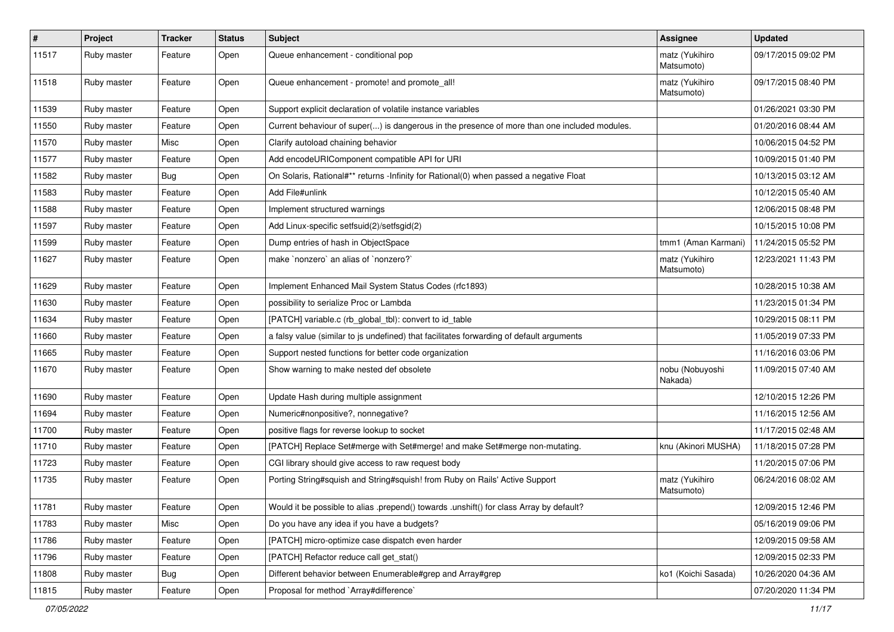| # | Project | Tracker | Status | Subject | Assignee | Updated |
|---|---|---|---|---|---|---|
| 11517 | Ruby master | Feature | Open | Queue enhancement - conditional pop | matz (Yukihiro Matsumoto) | 09/17/2015 09:02 PM |
| 11518 | Ruby master | Feature | Open | Queue enhancement - promote! and promote_all! | matz (Yukihiro Matsumoto) | 09/17/2015 08:40 PM |
| 11539 | Ruby master | Feature | Open | Support explicit declaration of volatile instance variables | | 01/26/2021 03:30 PM |
| 11550 | Ruby master | Feature | Open | Current behaviour of super(...) is dangerous in the presence of more than one included modules. | | 01/20/2016 08:44 AM |
| 11570 | Ruby master | Misc | Open | Clarify autoload chaining behavior | | 10/06/2015 04:52 PM |
| 11577 | Ruby master | Feature | Open | Add encodeURIComponent compatible API for URI | | 10/09/2015 01:40 PM |
| 11582 | Ruby master | Bug | Open | On Solaris, Rational#** returns -Infinity for Rational(0) when passed a negative Float | | 10/13/2015 03:12 AM |
| 11583 | Ruby master | Feature | Open | Add File#unlink | | 10/12/2015 05:40 AM |
| 11588 | Ruby master | Feature | Open | Implement structured warnings | | 12/06/2015 08:48 PM |
| 11597 | Ruby master | Feature | Open | Add Linux-specific setfsuid(2)/setfsgid(2) | | 10/15/2015 10:08 PM |
| 11599 | Ruby master | Feature | Open | Dump entries of hash in ObjectSpace | tmm1 (Aman Karmani) | 11/24/2015 05:52 PM |
| 11627 | Ruby master | Feature | Open | make `nonzero` an alias of `nonzero?` | matz (Yukihiro Matsumoto) | 12/23/2021 11:43 PM |
| 11629 | Ruby master | Feature | Open | Implement Enhanced Mail System Status Codes (rfc1893) | | 10/28/2015 10:38 AM |
| 11630 | Ruby master | Feature | Open | possibility to serialize Proc or Lambda | | 11/23/2015 01:34 PM |
| 11634 | Ruby master | Feature | Open | [PATCH] variable.c (rb_global_tbl): convert to id_table | | 10/29/2015 08:11 PM |
| 11660 | Ruby master | Feature | Open | a falsy value (similar to js undefined) that facilitates forwarding of default arguments | | 11/05/2019 07:33 PM |
| 11665 | Ruby master | Feature | Open | Support nested functions for better code organization | | 11/16/2016 03:06 PM |
| 11670 | Ruby master | Feature | Open | Show warning to make nested def obsolete | nobu (Nobuyoshi Nakada) | 11/09/2015 07:40 AM |
| 11690 | Ruby master | Feature | Open | Update Hash during multiple assignment | | 12/10/2015 12:26 PM |
| 11694 | Ruby master | Feature | Open | Numeric#nonpositive?, nonnegative? | | 11/16/2015 12:56 AM |
| 11700 | Ruby master | Feature | Open | positive flags for reverse lookup to socket | | 11/17/2015 02:48 AM |
| 11710 | Ruby master | Feature | Open | [PATCH] Replace Set#merge with Set#merge! and make Set#merge non-mutating. | knu (Akinori MUSHA) | 11/18/2015 07:28 PM |
| 11723 | Ruby master | Feature | Open | CGI library should give access to raw request body | | 11/20/2015 07:06 PM |
| 11735 | Ruby master | Feature | Open | Porting String#squish and String#squish! from Ruby on Rails' Active Support | matz (Yukihiro Matsumoto) | 06/24/2016 08:02 AM |
| 11781 | Ruby master | Feature | Open | Would it be possible to alias .prepend() towards .unshift() for class Array by default? | | 12/09/2015 12:46 PM |
| 11783 | Ruby master | Misc | Open | Do you have any idea if you have a budgets? | | 05/16/2019 09:06 PM |
| 11786 | Ruby master | Feature | Open | [PATCH] micro-optimize case dispatch even harder | | 12/09/2015 09:58 AM |
| 11796 | Ruby master | Feature | Open | [PATCH] Refactor reduce call get_stat() | | 12/09/2015 02:33 PM |
| 11808 | Ruby master | Bug | Open | Different behavior between Enumerable#grep and Array#grep | ko1 (Koichi Sasada) | 10/26/2020 04:36 AM |
| 11815 | Ruby master | Feature | Open | Proposal for method `Array#difference` | | 07/20/2020 11:34 PM |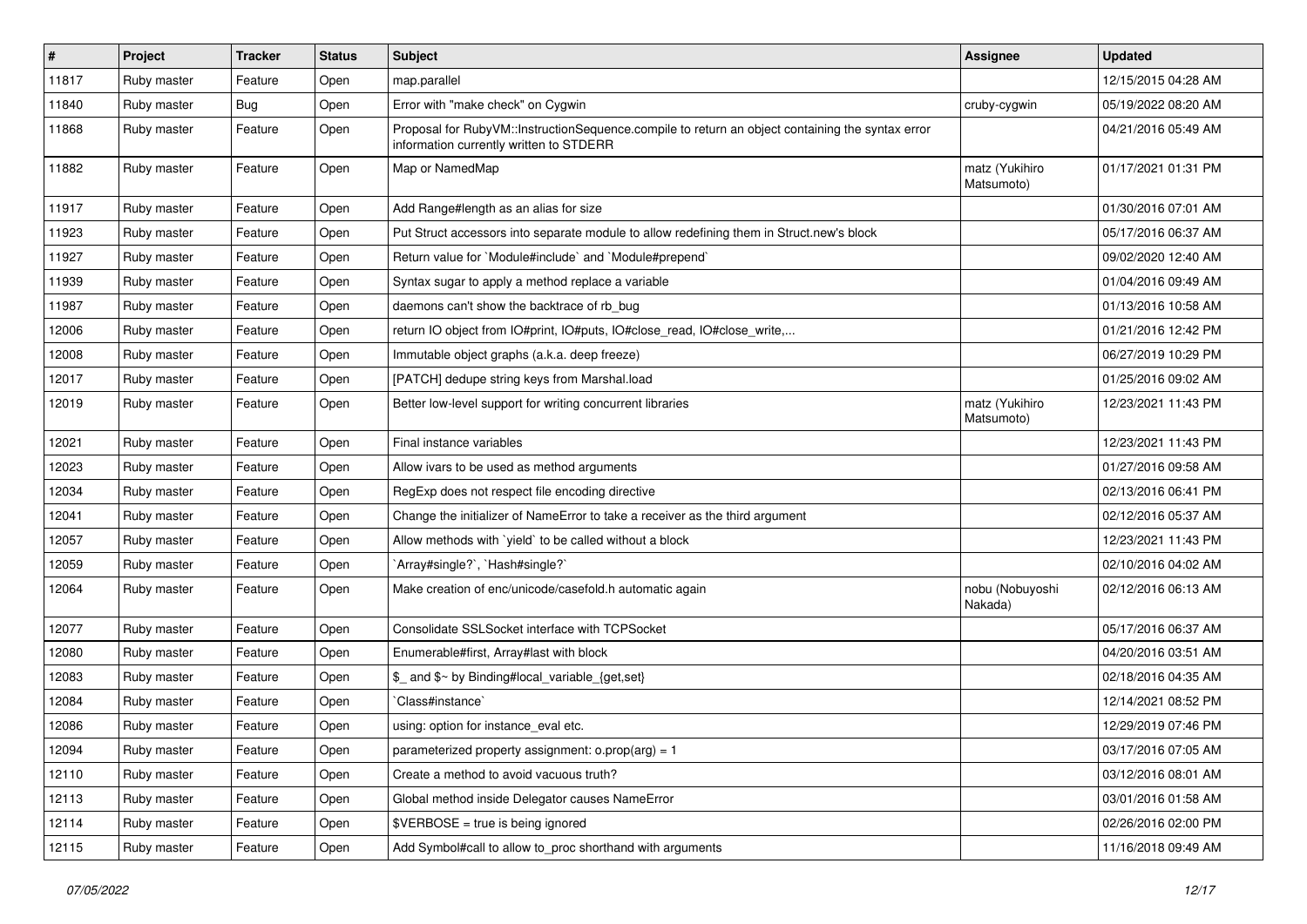| # | Project | Tracker | Status | Subject | Assignee | Updated |
|---|---|---|---|---|---|---|
| 11817 | Ruby master | Feature | Open | map.parallel | | 12/15/2015 04:28 AM |
| 11840 | Ruby master | Bug | Open | Error with "make check" on Cygwin | cruby-cygwin | 05/19/2022 08:20 AM |
| 11868 | Ruby master | Feature | Open | Proposal for RubyVM::InstructionSequence.compile to return an object containing the syntax error information currently written to STDERR | | 04/21/2016 05:49 AM |
| 11882 | Ruby master | Feature | Open | Map or NamedMap | matz (Yukihiro Matsumoto) | 01/17/2021 01:31 PM |
| 11917 | Ruby master | Feature | Open | Add Range#length as an alias for size | | 01/30/2016 07:01 AM |
| 11923 | Ruby master | Feature | Open | Put Struct accessors into separate module to allow redefining them in Struct.new's block | | 05/17/2016 06:37 AM |
| 11927 | Ruby master | Feature | Open | Return value for `Module#include` and `Module#prepend` | | 09/02/2020 12:40 AM |
| 11939 | Ruby master | Feature | Open | Syntax sugar to apply a method replace a variable | | 01/04/2016 09:49 AM |
| 11987 | Ruby master | Feature | Open | daemons can't show the backtrace of rb_bug | | 01/13/2016 10:58 AM |
| 12006 | Ruby master | Feature | Open | return IO object from IO#print, IO#puts, IO#close_read, IO#close_write,... | | 01/21/2016 12:42 PM |
| 12008 | Ruby master | Feature | Open | Immutable object graphs (a.k.a. deep freeze) | | 06/27/2019 10:29 PM |
| 12017 | Ruby master | Feature | Open | [PATCH] dedupe string keys from Marshal.load | | 01/25/2016 09:02 AM |
| 12019 | Ruby master | Feature | Open | Better low-level support for writing concurrent libraries | matz (Yukihiro Matsumoto) | 12/23/2021 11:43 PM |
| 12021 | Ruby master | Feature | Open | Final instance variables | | 12/23/2021 11:43 PM |
| 12023 | Ruby master | Feature | Open | Allow ivars to be used as method arguments | | 01/27/2016 09:58 AM |
| 12034 | Ruby master | Feature | Open | RegExp does not respect file encoding directive | | 02/13/2016 06:41 PM |
| 12041 | Ruby master | Feature | Open | Change the initializer of NameError to take a receiver as the third argument | | 02/12/2016 05:37 AM |
| 12057 | Ruby master | Feature | Open | Allow methods with `yield` to be called without a block | | 12/23/2021 11:43 PM |
| 12059 | Ruby master | Feature | Open | `Array#single?`, `Hash#single?` | | 02/10/2016 04:02 AM |
| 12064 | Ruby master | Feature | Open | Make creation of enc/unicode/casefold.h automatic again | nobu (Nobuyoshi Nakada) | 02/12/2016 06:13 AM |
| 12077 | Ruby master | Feature | Open | Consolidate SSLSocket interface with TCPSocket | | 05/17/2016 06:37 AM |
| 12080 | Ruby master | Feature | Open | Enumerable#first, Array#last with block | | 04/20/2016 03:51 AM |
| 12083 | Ruby master | Feature | Open | $_ and $~ by Binding#local_variable_{get,set} | | 02/18/2016 04:35 AM |
| 12084 | Ruby master | Feature | Open | `Class#instance` | | 12/14/2021 08:52 PM |
| 12086 | Ruby master | Feature | Open | using: option for instance_eval etc. | | 12/29/2019 07:46 PM |
| 12094 | Ruby master | Feature | Open | parameterized property assignment: o.prop(arg) = 1 | | 03/17/2016 07:05 AM |
| 12110 | Ruby master | Feature | Open | Create a method to avoid vacuous truth? | | 03/12/2016 08:01 AM |
| 12113 | Ruby master | Feature | Open | Global method inside Delegator causes NameError | | 03/01/2016 01:58 AM |
| 12114 | Ruby master | Feature | Open | $VERBOSE = true is being ignored | | 02/26/2016 02:00 PM |
| 12115 | Ruby master | Feature | Open | Add Symbol#call to allow to_proc shorthand with arguments | | 11/16/2018 09:49 AM |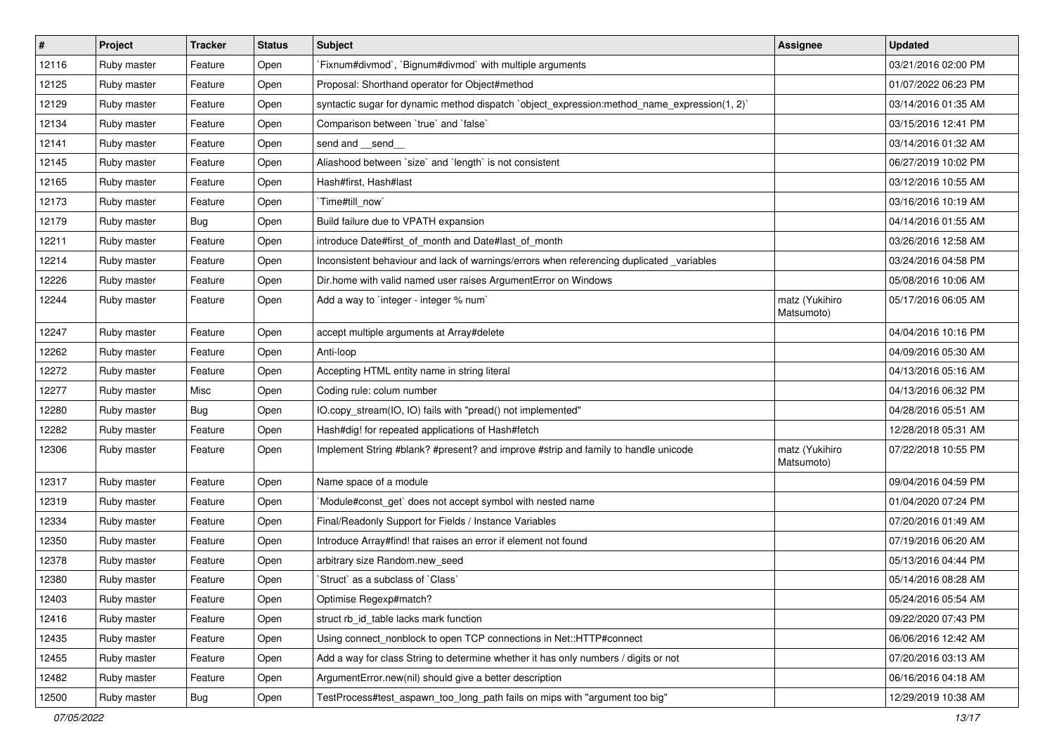| # | Project | Tracker | Status | Subject | Assignee | Updated |
|---|---|---|---|---|---|---|
| 12116 | Ruby master | Feature | Open | `Fixnum#divmod`, `Bignum#divmod` with multiple arguments | | 03/21/2016 02:00 PM |
| 12125 | Ruby master | Feature | Open | Proposal: Shorthand operator for Object#method | | 01/07/2022 06:23 PM |
| 12129 | Ruby master | Feature | Open | syntactic sugar for dynamic method dispatch `object_expression:method_name_expression(1, 2)` | | 03/14/2016 01:35 AM |
| 12134 | Ruby master | Feature | Open | Comparison between `true` and `false` | | 03/15/2016 12:41 PM |
| 12141 | Ruby master | Feature | Open | send and __send__ | | 03/14/2016 01:32 AM |
| 12145 | Ruby master | Feature | Open | Aliashood between `size` and `length` is not consistent | | 06/27/2019 10:02 PM |
| 12165 | Ruby master | Feature | Open | Hash#first, Hash#last | | 03/12/2016 10:55 AM |
| 12173 | Ruby master | Feature | Open | `Time#till_now` | | 03/16/2016 10:19 AM |
| 12179 | Ruby master | Bug | Open | Build failure due to VPATH expansion | | 04/14/2016 01:55 AM |
| 12211 | Ruby master | Feature | Open | introduce Date#first_of_month and Date#last_of_month | | 03/26/2016 12:58 AM |
| 12214 | Ruby master | Feature | Open | Inconsistent behaviour and lack of warnings/errors when referencing duplicated _variables | | 03/24/2016 04:58 PM |
| 12226 | Ruby master | Feature | Open | Dir.home with valid named user raises ArgumentError on Windows | | 05/08/2016 10:06 AM |
| 12244 | Ruby master | Feature | Open | Add a way to `integer - integer % num` | matz (Yukihiro Matsumoto) | 05/17/2016 06:05 AM |
| 12247 | Ruby master | Feature | Open | accept multiple arguments at Array#delete | | 04/04/2016 10:16 PM |
| 12262 | Ruby master | Feature | Open | Anti-loop | | 04/09/2016 05:30 AM |
| 12272 | Ruby master | Feature | Open | Accepting HTML entity name in string literal | | 04/13/2016 05:16 AM |
| 12277 | Ruby master | Misc | Open | Coding rule: colum number | | 04/13/2016 06:32 PM |
| 12280 | Ruby master | Bug | Open | IO.copy_stream(IO, IO) fails with "pread() not implemented" | | 04/28/2016 05:51 AM |
| 12282 | Ruby master | Feature | Open | Hash#dig! for repeated applications of Hash#fetch | | 12/28/2018 05:31 AM |
| 12306 | Ruby master | Feature | Open | Implement String #blank? #present? and improve #strip and family to handle unicode | matz (Yukihiro Matsumoto) | 07/22/2018 10:55 PM |
| 12317 | Ruby master | Feature | Open | Name space of a module | | 09/04/2016 04:59 PM |
| 12319 | Ruby master | Feature | Open | `Module#const_get` does not accept symbol with nested name | | 01/04/2020 07:24 PM |
| 12334 | Ruby master | Feature | Open | Final/Readonly Support for Fields / Instance Variables | | 07/20/2016 01:49 AM |
| 12350 | Ruby master | Feature | Open | Introduce Array#find! that raises an error if element not found | | 07/19/2016 06:20 AM |
| 12378 | Ruby master | Feature | Open | arbitrary size Random.new_seed | | 05/13/2016 04:44 PM |
| 12380 | Ruby master | Feature | Open | `Struct` as a subclass of `Class` | | 05/14/2016 08:28 AM |
| 12403 | Ruby master | Feature | Open | Optimise Regexp#match? | | 05/24/2016 05:54 AM |
| 12416 | Ruby master | Feature | Open | struct rb_id_table lacks mark function | | 09/22/2020 07:43 PM |
| 12435 | Ruby master | Feature | Open | Using connect_nonblock to open TCP connections in Net::HTTP#connect | | 06/06/2016 12:42 AM |
| 12455 | Ruby master | Feature | Open | Add a way for class String to determine whether it has only numbers / digits or not | | 07/20/2016 03:13 AM |
| 12482 | Ruby master | Feature | Open | ArgumentError.new(nil) should give a better description | | 06/16/2016 04:18 AM |
| 12500 | Ruby master | Bug | Open | TestProcess#test_aspawn_too_long_path fails on mips with "argument too big" | | 12/29/2019 10:38 AM |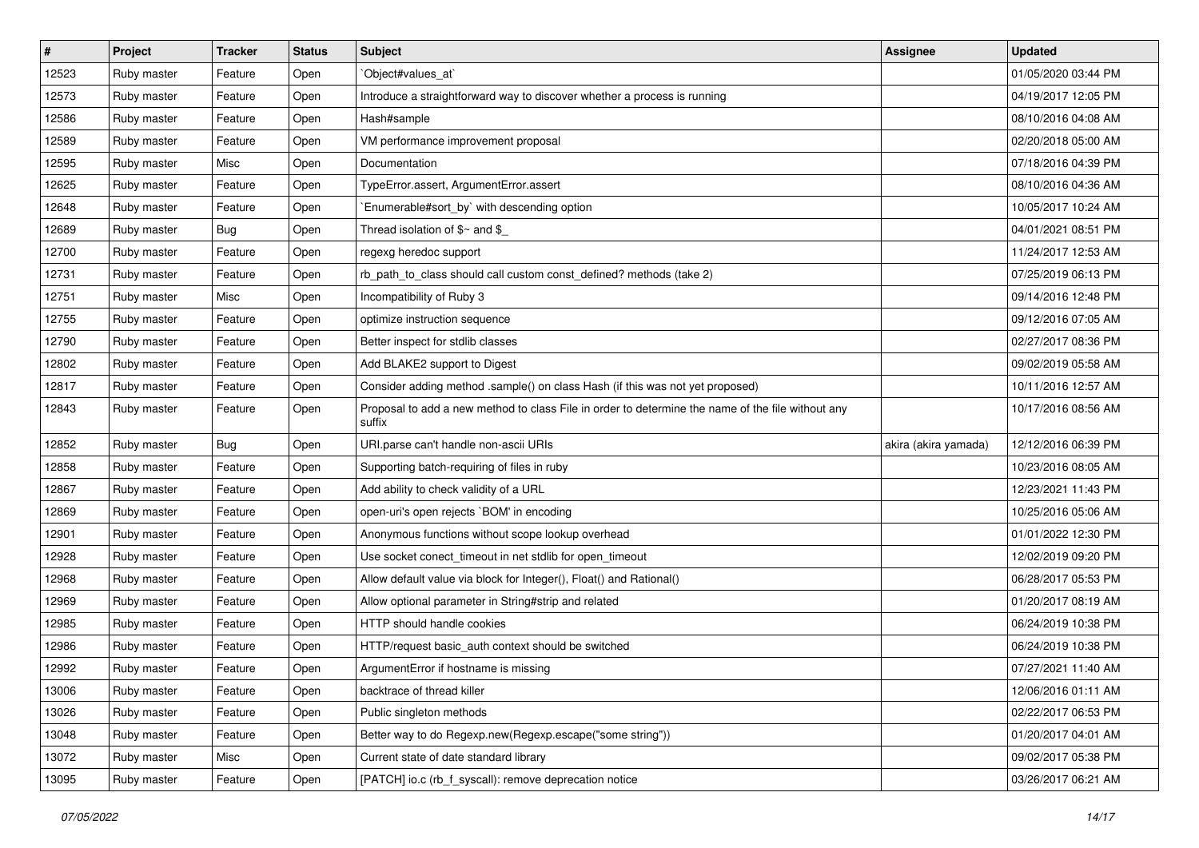| # | Project | Tracker | Status | Subject | Assignee | Updated |
|---|---|---|---|---|---|---|
| 12523 | Ruby master | Feature | Open | `Object#values_at` | | 01/05/2020 03:44 PM |
| 12573 | Ruby master | Feature | Open | Introduce a straightforward way to discover whether a process is running | | 04/19/2017 12:05 PM |
| 12586 | Ruby master | Feature | Open | Hash#sample | | 08/10/2016 04:08 AM |
| 12589 | Ruby master | Feature | Open | VM performance improvement proposal | | 02/20/2018 05:00 AM |
| 12595 | Ruby master | Misc | Open | Documentation | | 07/18/2016 04:39 PM |
| 12625 | Ruby master | Feature | Open | TypeError.assert, ArgumentError.assert | | 08/10/2016 04:36 AM |
| 12648 | Ruby master | Feature | Open | `Enumerable#sort_by` with descending option | | 10/05/2017 10:24 AM |
| 12689 | Ruby master | Bug | Open | Thread isolation of $~ and $_ | | 04/01/2021 08:51 PM |
| 12700 | Ruby master | Feature | Open | regexg heredoc support | | 11/24/2017 12:53 AM |
| 12731 | Ruby master | Feature | Open | rb_path_to_class should call custom const_defined? methods (take 2) | | 07/25/2019 06:13 PM |
| 12751 | Ruby master | Misc | Open | Incompatibility of Ruby 3 | | 09/14/2016 12:48 PM |
| 12755 | Ruby master | Feature | Open | optimize instruction sequence | | 09/12/2016 07:05 AM |
| 12790 | Ruby master | Feature | Open | Better inspect for stdlib classes | | 02/27/2017 08:36 PM |
| 12802 | Ruby master | Feature | Open | Add BLAKE2 support to Digest | | 09/02/2019 05:58 AM |
| 12817 | Ruby master | Feature | Open | Consider adding method .sample() on class Hash (if this was not yet proposed) | | 10/11/2016 12:57 AM |
| 12843 | Ruby master | Feature | Open | Proposal to add a new method to class File in order to determine the name of the file without any suffix | | 10/17/2016 08:56 AM |
| 12852 | Ruby master | Bug | Open | URI.parse can't handle non-ascii URIs | akira (akira yamada) | 12/12/2016 06:39 PM |
| 12858 | Ruby master | Feature | Open | Supporting batch-requiring of files in ruby | | 10/23/2016 08:05 AM |
| 12867 | Ruby master | Feature | Open | Add ability to check validity of a URL | | 12/23/2021 11:43 PM |
| 12869 | Ruby master | Feature | Open | open-uri's open rejects `BOM' in encoding | | 10/25/2016 05:06 AM |
| 12901 | Ruby master | Feature | Open | Anonymous functions without scope lookup overhead | | 01/01/2022 12:30 PM |
| 12928 | Ruby master | Feature | Open | Use socket conect_timeout in net stdlib for open_timeout | | 12/02/2019 09:20 PM |
| 12968 | Ruby master | Feature | Open | Allow default value via block for Integer(), Float() and Rational() | | 06/28/2017 05:53 PM |
| 12969 | Ruby master | Feature | Open | Allow optional parameter in String#strip and related | | 01/20/2017 08:19 AM |
| 12985 | Ruby master | Feature | Open | HTTP should handle cookies | | 06/24/2019 10:38 PM |
| 12986 | Ruby master | Feature | Open | HTTP/request basic_auth context should be switched | | 06/24/2019 10:38 PM |
| 12992 | Ruby master | Feature | Open | ArgumentError if hostname is missing | | 07/27/2021 11:40 AM |
| 13006 | Ruby master | Feature | Open | backtrace of thread killer | | 12/06/2016 01:11 AM |
| 13026 | Ruby master | Feature | Open | Public singleton methods | | 02/22/2017 06:53 PM |
| 13048 | Ruby master | Feature | Open | Better way to do Regexp.new(Regexp.escape("some string")) | | 01/20/2017 04:01 AM |
| 13072 | Ruby master | Misc | Open | Current state of date standard library | | 09/02/2017 05:38 PM |
| 13095 | Ruby master | Feature | Open | [PATCH] io.c (rb_f_syscall): remove deprecation notice | | 03/26/2017 06:21 AM |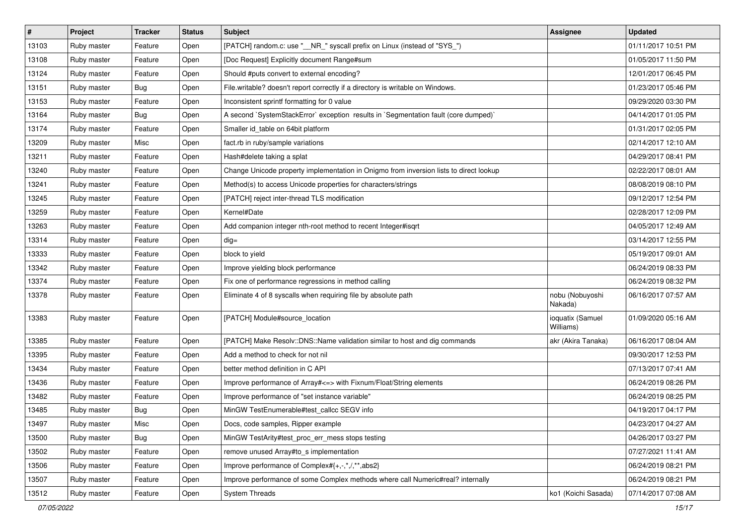| # | Project | Tracker | Status | Subject | Assignee | Updated |
|---|---|---|---|---|---|---|
| 13103 | Ruby master | Feature | Open | [PATCH] random.c: use "__NR_" syscall prefix on Linux (instead of "SYS_") | | 01/11/2017 10:51 PM |
| 13108 | Ruby master | Feature | Open | [Doc Request] Explicitly document Range#sum | | 01/05/2017 11:50 PM |
| 13124 | Ruby master | Feature | Open | Should #puts convert to external encoding? | | 12/01/2017 06:45 PM |
| 13151 | Ruby master | Bug | Open | File.writable? doesn't report correctly if a directory is writable on Windows. | | 01/23/2017 05:46 PM |
| 13153 | Ruby master | Feature | Open | Inconsistent sprintf formatting for 0 value | | 09/29/2020 03:30 PM |
| 13164 | Ruby master | Bug | Open | A second `SystemStackError` exception results in `Segmentation fault (core dumped)` | | 04/14/2017 01:05 PM |
| 13174 | Ruby master | Feature | Open | Smaller id_table on 64bit platform | | 01/31/2017 02:05 PM |
| 13209 | Ruby master | Misc | Open | fact.rb in ruby/sample variations | | 02/14/2017 12:10 AM |
| 13211 | Ruby master | Feature | Open | Hash#delete taking a splat | | 04/29/2017 08:41 PM |
| 13240 | Ruby master | Feature | Open | Change Unicode property implementation in Onigmo from inversion lists to direct lookup | | 02/22/2017 08:01 AM |
| 13241 | Ruby master | Feature | Open | Method(s) to access Unicode properties for characters/strings | | 08/08/2019 08:10 PM |
| 13245 | Ruby master | Feature | Open | [PATCH] reject inter-thread TLS modification | | 09/12/2017 12:54 PM |
| 13259 | Ruby master | Feature | Open | Kernel#Date | | 02/28/2017 12:09 PM |
| 13263 | Ruby master | Feature | Open | Add companion integer nth-root method to recent Integer#isqrt | | 04/05/2017 12:49 AM |
| 13314 | Ruby master | Feature | Open | dig= | | 03/14/2017 12:55 PM |
| 13333 | Ruby master | Feature | Open | block to yield | | 05/19/2017 09:01 AM |
| 13342 | Ruby master | Feature | Open | Improve yielding block performance | | 06/24/2019 08:33 PM |
| 13374 | Ruby master | Feature | Open | Fix one of performance regressions in method calling | | 06/24/2019 08:32 PM |
| 13378 | Ruby master | Feature | Open | Eliminate 4 of 8 syscalls when requiring file by absolute path | nobu (Nobuyoshi Nakada) | 06/16/2017 07:57 AM |
| 13383 | Ruby master | Feature | Open | [PATCH] Module#source_location | ioquatix (Samuel Williams) | 01/09/2020 05:16 AM |
| 13385 | Ruby master | Feature | Open | [PATCH] Make Resolv::DNS::Name validation similar to host and dig commands | akr (Akira Tanaka) | 06/16/2017 08:04 AM |
| 13395 | Ruby master | Feature | Open | Add a method to check for not nil | | 09/30/2017 12:53 PM |
| 13434 | Ruby master | Feature | Open | better method definition in C API | | 07/13/2017 07:41 AM |
| 13436 | Ruby master | Feature | Open | Improve performance of Array#<=> with Fixnum/Float/String elements | | 06/24/2019 08:26 PM |
| 13482 | Ruby master | Feature | Open | Improve performance of "set instance variable" | | 06/24/2019 08:25 PM |
| 13485 | Ruby master | Bug | Open | MinGW TestEnumerable#test_callcc SEGV info | | 04/19/2017 04:17 PM |
| 13497 | Ruby master | Misc | Open | Docs, code samples, Ripper example | | 04/23/2017 04:27 AM |
| 13500 | Ruby master | Bug | Open | MinGW TestArity#test_proc_err_mess stops testing | | 04/26/2017 03:27 PM |
| 13502 | Ruby master | Feature | Open | remove unused Array#to_s implementation | | 07/27/2021 11:41 AM |
| 13506 | Ruby master | Feature | Open | Improve performance of Complex#{+,-,*,/,**,abs2} | | 06/24/2019 08:21 PM |
| 13507 | Ruby master | Feature | Open | Improve performance of some Complex methods where call Numeric#real? internally | | 06/24/2019 08:21 PM |
| 13512 | Ruby master | Feature | Open | System Threads | ko1 (Koichi Sasada) | 07/14/2017 07:08 AM |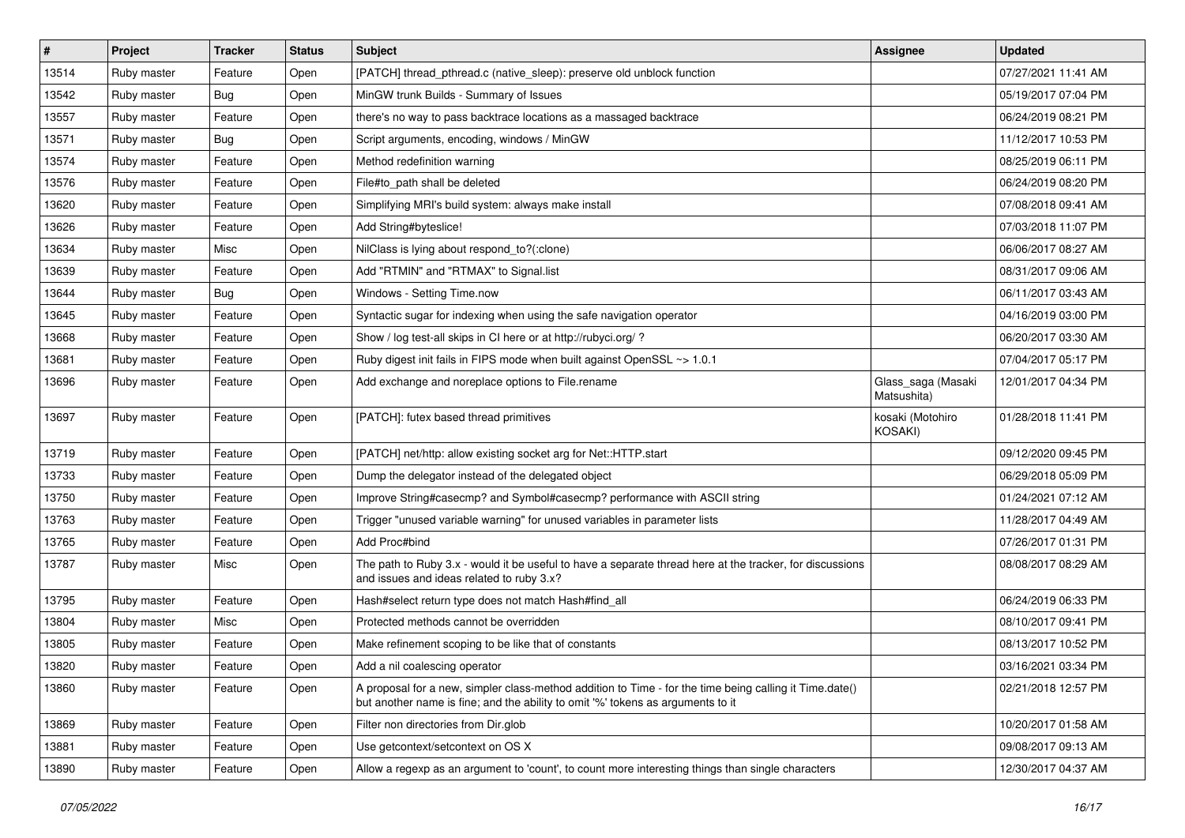| # | Project | Tracker | Status | Subject | Assignee | Updated |
|---|---|---|---|---|---|---|
| 13514 | Ruby master | Feature | Open | [PATCH] thread_pthread.c (native_sleep): preserve old unblock function | | 07/27/2021 11:41 AM |
| 13542 | Ruby master | Bug | Open | MinGW trunk Builds - Summary of Issues | | 05/19/2017 07:04 PM |
| 13557 | Ruby master | Feature | Open | there's no way to pass backtrace locations as a massaged backtrace | | 06/24/2019 08:21 PM |
| 13571 | Ruby master | Bug | Open | Script arguments, encoding, windows / MinGW | | 11/12/2017 10:53 PM |
| 13574 | Ruby master | Feature | Open | Method redefinition warning | | 08/25/2019 06:11 PM |
| 13576 | Ruby master | Feature | Open | File#to_path shall be deleted | | 06/24/2019 08:20 PM |
| 13620 | Ruby master | Feature | Open | Simplifying MRI's build system: always make install | | 07/08/2018 09:41 AM |
| 13626 | Ruby master | Feature | Open | Add String#byteslice! | | 07/03/2018 11:07 PM |
| 13634 | Ruby master | Misc | Open | NilClass is lying about respond_to?(:clone) | | 06/06/2017 08:27 AM |
| 13639 | Ruby master | Feature | Open | Add "RTMIN" and "RTMAX" to Signal.list | | 08/31/2017 09:06 AM |
| 13644 | Ruby master | Bug | Open | Windows - Setting Time.now | | 06/11/2017 03:43 AM |
| 13645 | Ruby master | Feature | Open | Syntactic sugar for indexing when using the safe navigation operator | | 04/16/2019 03:00 PM |
| 13668 | Ruby master | Feature | Open | Show / log test-all skips in CI here or at http://rubyci.org/ ? | | 06/20/2017 03:30 AM |
| 13681 | Ruby master | Feature | Open | Ruby digest init fails in FIPS mode when built against OpenSSL ~> 1.0.1 | | 07/04/2017 05:17 PM |
| 13696 | Ruby master | Feature | Open | Add exchange and noreplace options to File.rename | Glass_saga (Masaki Matsushita) | 12/01/2017 04:34 PM |
| 13697 | Ruby master | Feature | Open | [PATCH]: futex based thread primitives | kosaki (Motohiro KOSAKI) | 01/28/2018 11:41 PM |
| 13719 | Ruby master | Feature | Open | [PATCH] net/http: allow existing socket arg for Net::HTTP.start | | 09/12/2020 09:45 PM |
| 13733 | Ruby master | Feature | Open | Dump the delegator instead of the delegated object | | 06/29/2018 05:09 PM |
| 13750 | Ruby master | Feature | Open | Improve String#casecmp? and Symbol#casecmp? performance with ASCII string | | 01/24/2021 07:12 AM |
| 13763 | Ruby master | Feature | Open | Trigger "unused variable warning" for unused variables in parameter lists | | 11/28/2017 04:49 AM |
| 13765 | Ruby master | Feature | Open | Add Proc#bind | | 07/26/2017 01:31 PM |
| 13787 | Ruby master | Misc | Open | The path to Ruby 3.x - would it be useful to have a separate thread here at the tracker, for discussions and issues and ideas related to ruby 3.x? | | 08/08/2017 08:29 AM |
| 13795 | Ruby master | Feature | Open | Hash#select return type does not match Hash#find_all | | 06/24/2019 06:33 PM |
| 13804 | Ruby master | Misc | Open | Protected methods cannot be overridden | | 08/10/2017 09:41 PM |
| 13805 | Ruby master | Feature | Open | Make refinement scoping to be like that of constants | | 08/13/2017 10:52 PM |
| 13820 | Ruby master | Feature | Open | Add a nil coalescing operator | | 03/16/2021 03:34 PM |
| 13860 | Ruby master | Feature | Open | A proposal for a new, simpler class-method addition to Time - for the time being calling it Time.date() but another name is fine; and the ability to omit '%' tokens as arguments to it | | 02/21/2018 12:57 PM |
| 13869 | Ruby master | Feature | Open | Filter non directories from Dir.glob | | 10/20/2017 01:58 AM |
| 13881 | Ruby master | Feature | Open | Use getcontext/setcontext on OS X | | 09/08/2017 09:13 AM |
| 13890 | Ruby master | Feature | Open | Allow a regexp as an argument to 'count', to count more interesting things than single characters | | 12/30/2017 04:37 AM |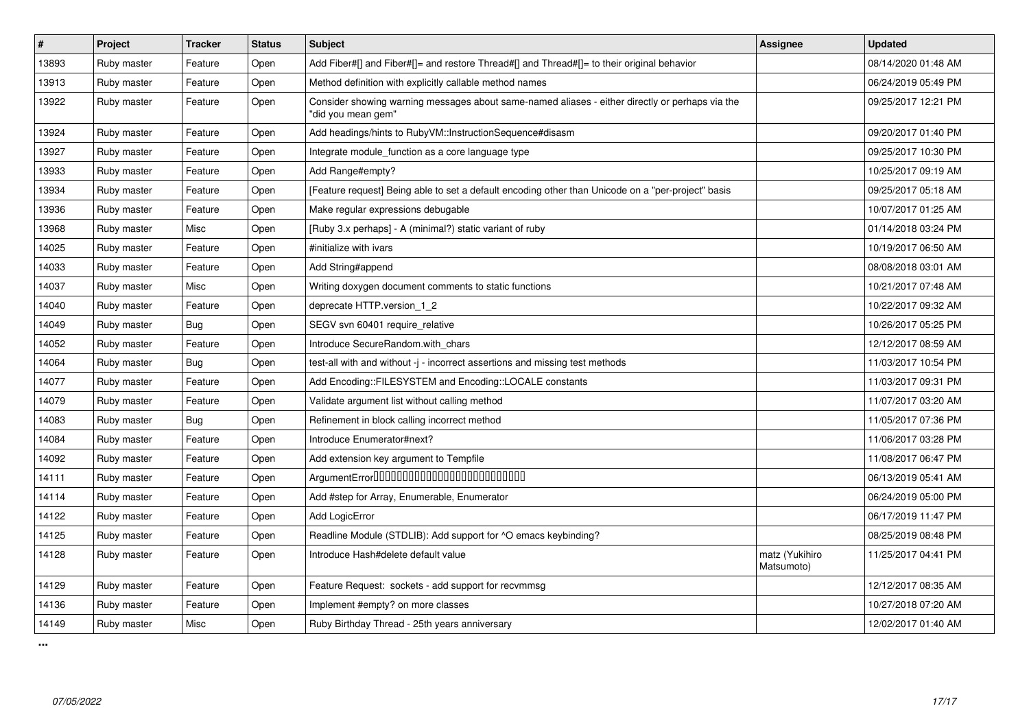| # | Project | Tracker | Status | Subject | Assignee | Updated |
|---|---|---|---|---|---|---|
| 13893 | Ruby master | Feature | Open | Add Fiber#[] and Fiber#[]= and restore Thread#[] and Thread#[]= to their original behavior | | 08/14/2020 01:48 AM |
| 13913 | Ruby master | Feature | Open | Method definition with explicitly callable method names | | 06/24/2019 05:49 PM |
| 13922 | Ruby master | Feature | Open | Consider showing warning messages about same-named aliases - either directly or perhaps via the "did you mean gem" | | 09/25/2017 12:21 PM |
| 13924 | Ruby master | Feature | Open | Add headings/hints to RubyVM::InstructionSequence#disasm | | 09/20/2017 01:40 PM |
| 13927 | Ruby master | Feature | Open | Integrate module_function as a core language type | | 09/25/2017 10:30 PM |
| 13933 | Ruby master | Feature | Open | Add Range#empty? | | 10/25/2017 09:19 AM |
| 13934 | Ruby master | Feature | Open | [Feature request] Being able to set a default encoding other than Unicode on a "per-project" basis | | 09/25/2017 05:18 AM |
| 13936 | Ruby master | Feature | Open | Make regular expressions debugable | | 10/07/2017 01:25 AM |
| 13968 | Ruby master | Misc | Open | [Ruby 3.x perhaps] - A (minimal?) static variant of ruby | | 01/14/2018 03:24 PM |
| 14025 | Ruby master | Feature | Open | #initialize with ivars | | 10/19/2017 06:50 AM |
| 14033 | Ruby master | Feature | Open | Add String#append | | 08/08/2018 03:01 AM |
| 14037 | Ruby master | Misc | Open | Writing doxygen document comments to static functions | | 10/21/2017 07:48 AM |
| 14040 | Ruby master | Feature | Open | deprecate HTTP.version_1_2 | | 10/22/2017 09:32 AM |
| 14049 | Ruby master | Bug | Open | SEGV svn 60401 require_relative | | 10/26/2017 05:25 PM |
| 14052 | Ruby master | Feature | Open | Introduce SecureRandom.with_chars | | 12/12/2017 08:59 AM |
| 14064 | Ruby master | Bug | Open | test-all with and without -j - incorrect assertions and missing test methods | | 11/03/2017 10:54 PM |
| 14077 | Ruby master | Feature | Open | Add Encoding::FILESYSTEM and Encoding::LOCALE constants | | 11/03/2017 09:31 PM |
| 14079 | Ruby master | Feature | Open | Validate argument list without calling method | | 11/07/2017 03:20 AM |
| 14083 | Ruby master | Bug | Open | Refinement in block calling incorrect method | | 11/05/2017 07:36 PM |
| 14084 | Ruby master | Feature | Open | Introduce Enumerator#next? | | 11/06/2017 03:28 PM |
| 14092 | Ruby master | Feature | Open | Add extension key argument to Tempfile | | 11/08/2017 06:47 PM |
| 14111 | Ruby master | Feature | Open | ArgumentError□□□□□□□□□□□□□□□□□□□□□□□□□□□□ | | 06/13/2019 05:41 AM |
| 14114 | Ruby master | Feature | Open | Add #step for Array, Enumerable, Enumerator | | 06/24/2019 05:00 PM |
| 14122 | Ruby master | Feature | Open | Add LogicError | | 06/17/2019 11:47 PM |
| 14125 | Ruby master | Feature | Open | Readline Module (STDLIB): Add support for ^O emacs keybinding? | | 08/25/2019 08:48 PM |
| 14128 | Ruby master | Feature | Open | Introduce Hash#delete default value | matz (Yukihiro Matsumoto) | 11/25/2017 04:41 PM |
| 14129 | Ruby master | Feature | Open | Feature Request: sockets - add support for recvmmsg | | 12/12/2017 08:35 AM |
| 14136 | Ruby master | Feature | Open | Implement #empty? on more classes | | 10/27/2018 07:20 AM |
| 14149 | Ruby master | Misc | Open | Ruby Birthday Thread - 25th years anniversary | | 12/02/2017 01:40 AM |

...